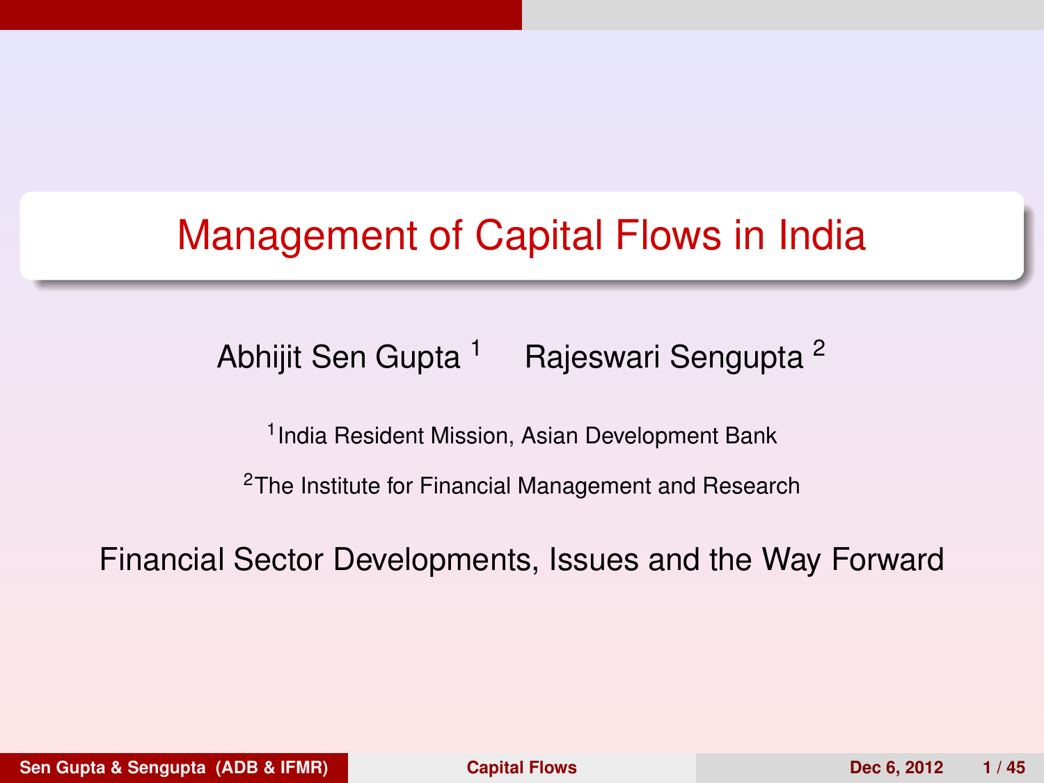# Management of Capital Flows in India

Abhijit Sen Gupta [1]    Rajeswari Sengupta [2]

[1] India Resident Mission, Asian Development Bank

[2] The Institute for Financial Management and Research

Financial Sector Developments, Issues and the Way Forward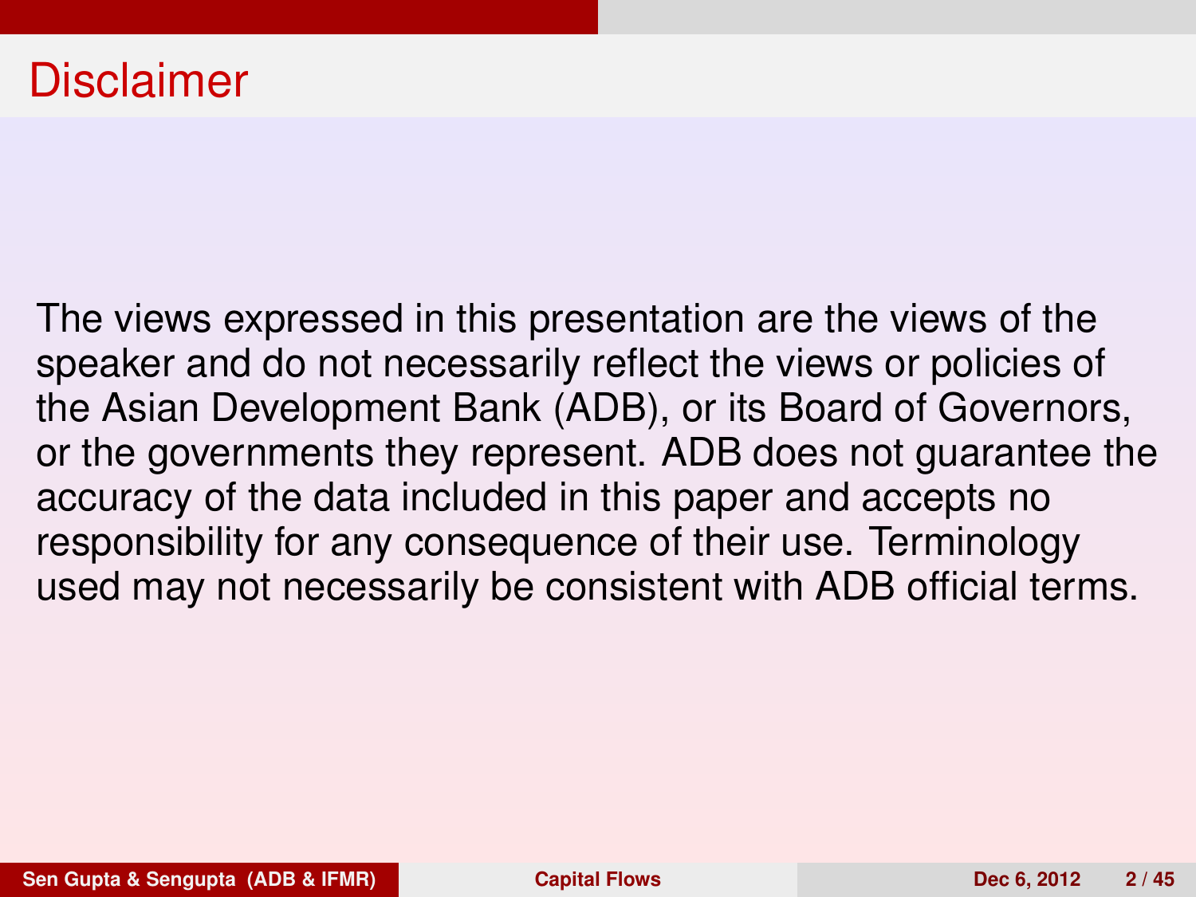# Disclaimer

The views expressed in this presentation are the views of the speaker and do not necessarily reflect the views or policies of the Asian Development Bank (ADB), or its Board of Governors, or the governments they represent. ADB does not guarantee the accuracy of the data included in this paper and accepts no responsibility for any consequence of their use. Terminology used may not necessarily be consistent with ADB official terms.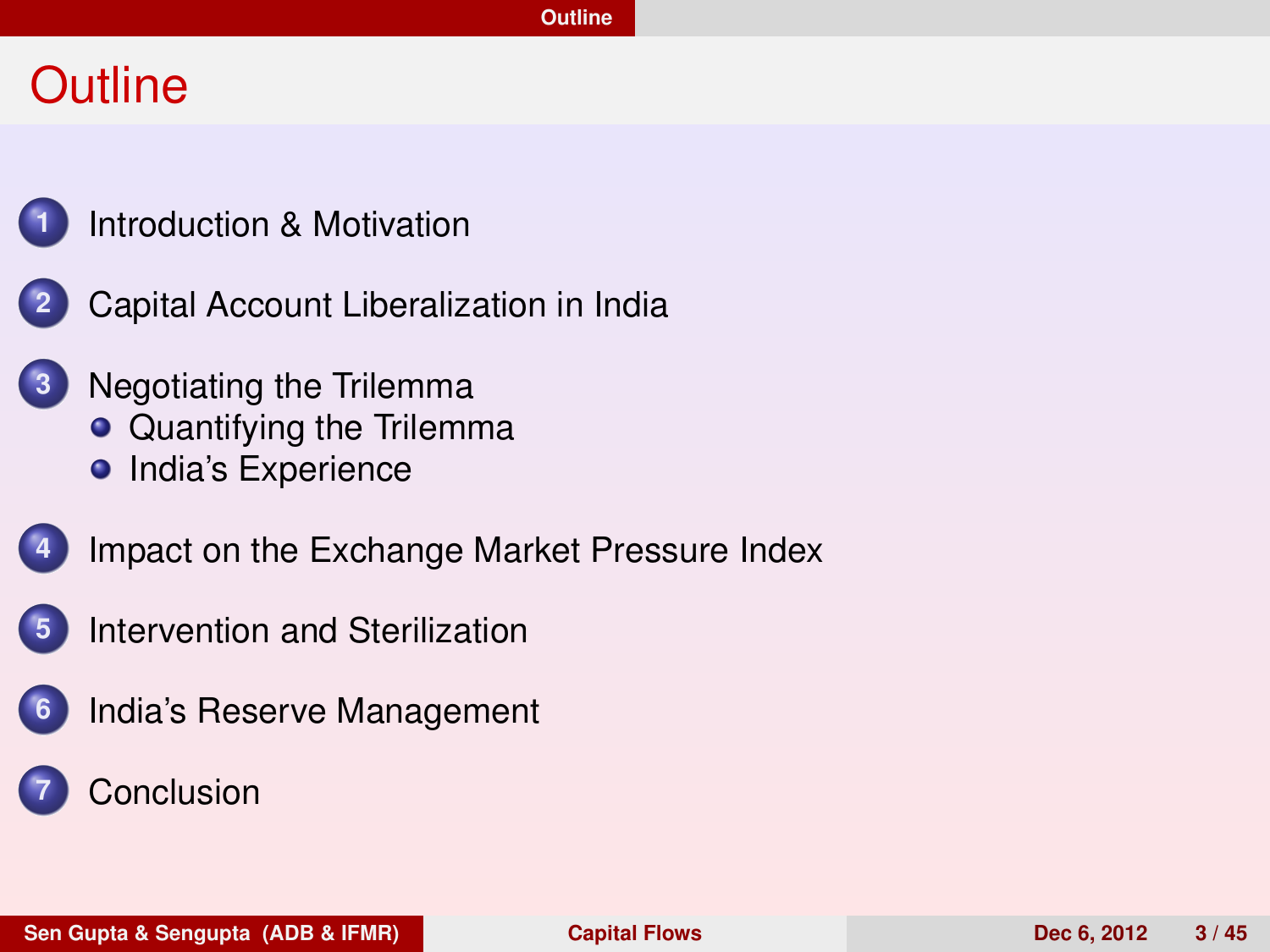# Outline

1. Introduction & Motivation
2. Capital Account Liberalization in India
3. Negotiating the Trilemma
   - Quantifying the Trilemma
   - India's Experience
4. Impact on the Exchange Market Pressure Index
5. Intervention and Sterilization
6. India's Reserve Management
7. Conclusion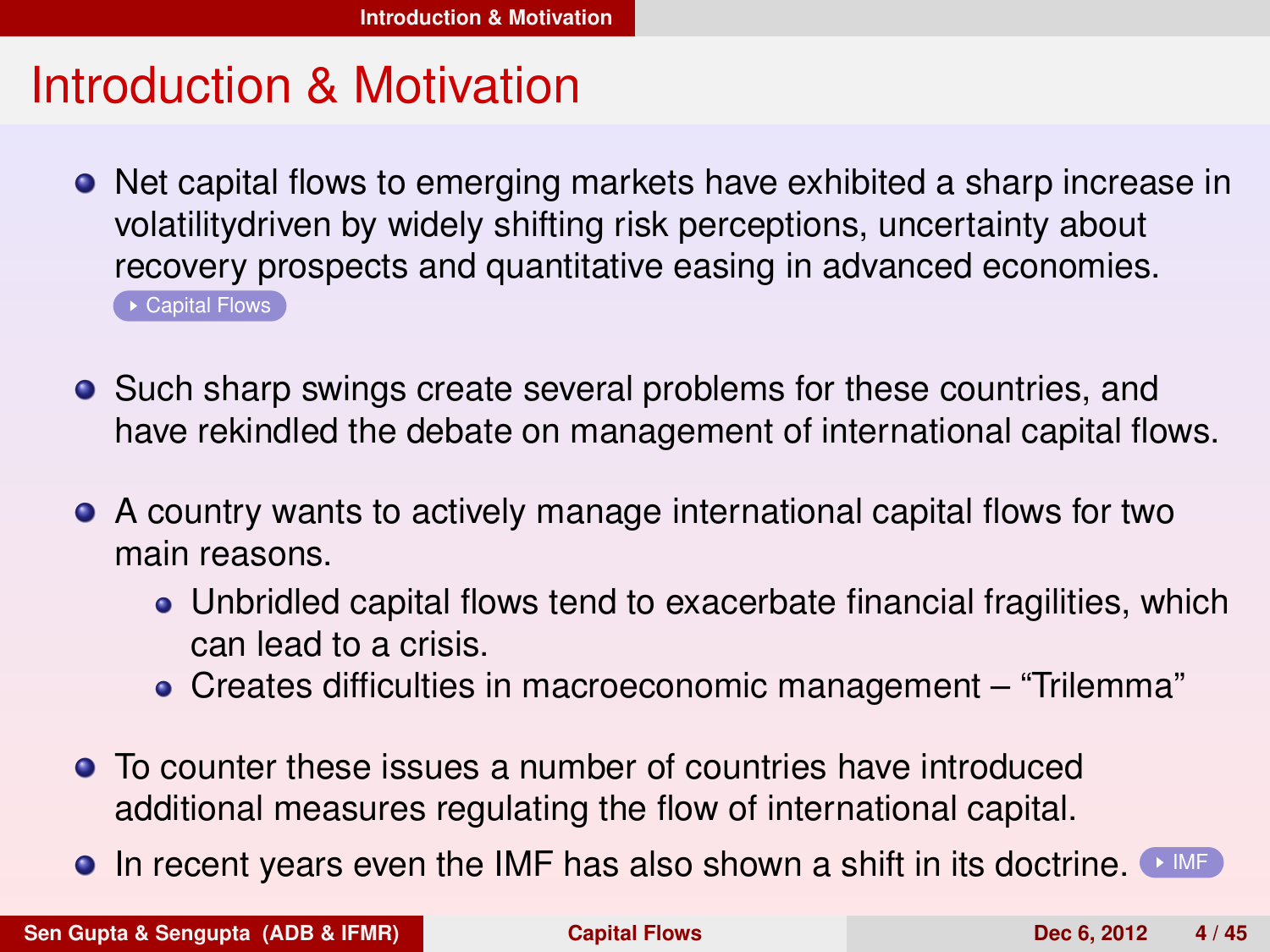# Introduction & Motivation

- Net capital flows to emerging markets have exhibited a sharp increase in volatilitydriven by widely shifting risk perceptions, uncertainty about recovery prospects and quantitative easing in advanced economies. Capital Flows
- Such sharp swings create several problems for these countries, and have rekindled the debate on management of international capital flows.
- A country wants to actively manage international capital flows for two main reasons.
  - Unbridled capital flows tend to exacerbate financial fragilities, which can lead to a crisis.
  - Creates difficulties in macroeconomic management – "Trilemma"
- To counter these issues a number of countries have introduced additional measures regulating the flow of international capital.
- In recent years even the IMF has also shown a shift in its doctrine. IMF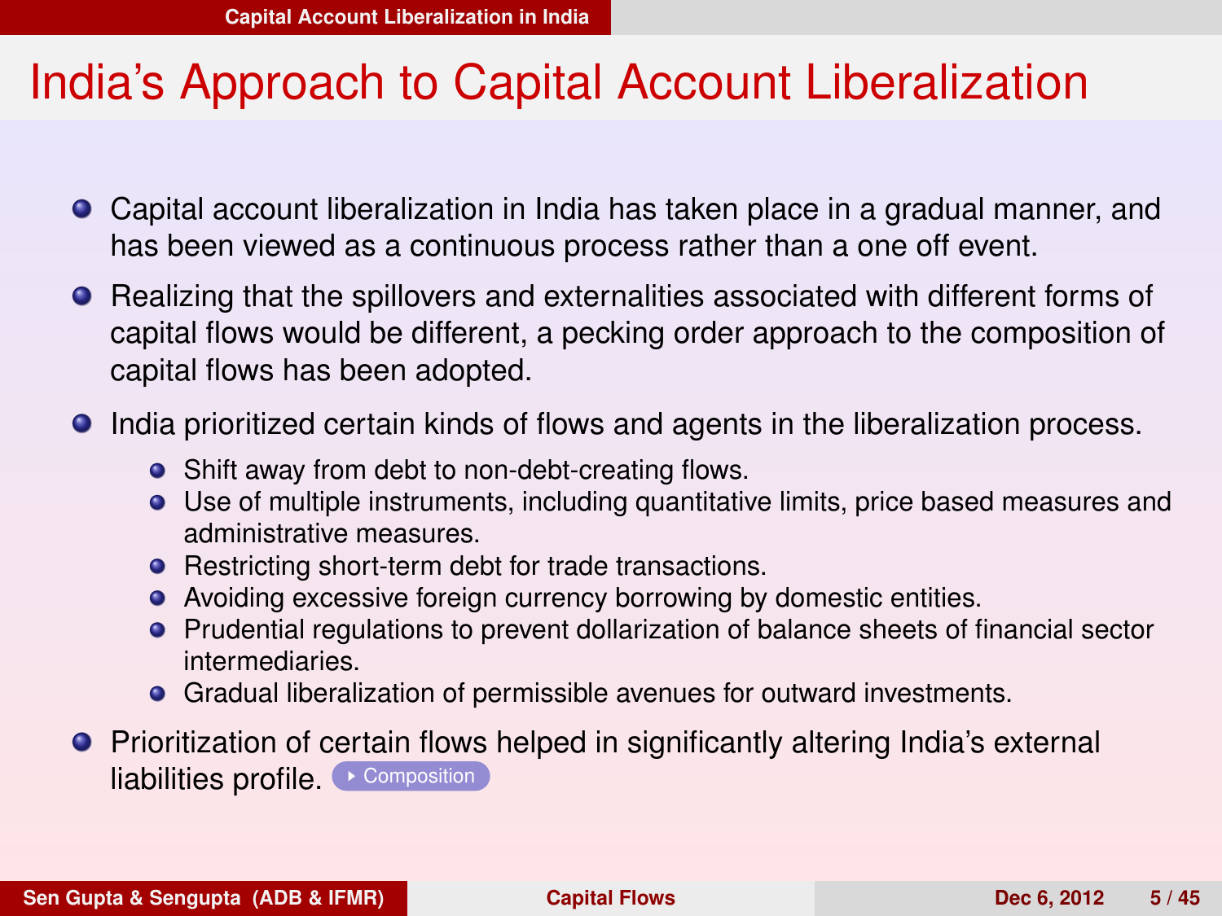# India's Approach to Capital Account Liberalization

- Capital account liberalization in India has taken place in a gradual manner, and has been viewed as a continuous process rather than a one off event.
- Realizing that the spillovers and externalities associated with different forms of capital flows would be different, a pecking order approach to the composition of capital flows has been adopted.
- India prioritized certain kinds of flows and agents in the liberalization process.
  - Shift away from debt to non-debt-creating flows.
  - Use of multiple instruments, including quantitative limits, price based measures and administrative measures.
  - Restricting short-term debt for trade transactions.
  - Avoiding excessive foreign currency borrowing by domestic entities.
  - Prudential regulations to prevent dollarization of balance sheets of financial sector intermediaries.
  - Gradual liberalization of permissible avenues for outward investments.
- Prioritization of certain flows helped in significantly altering India's external liabilities profile. Composition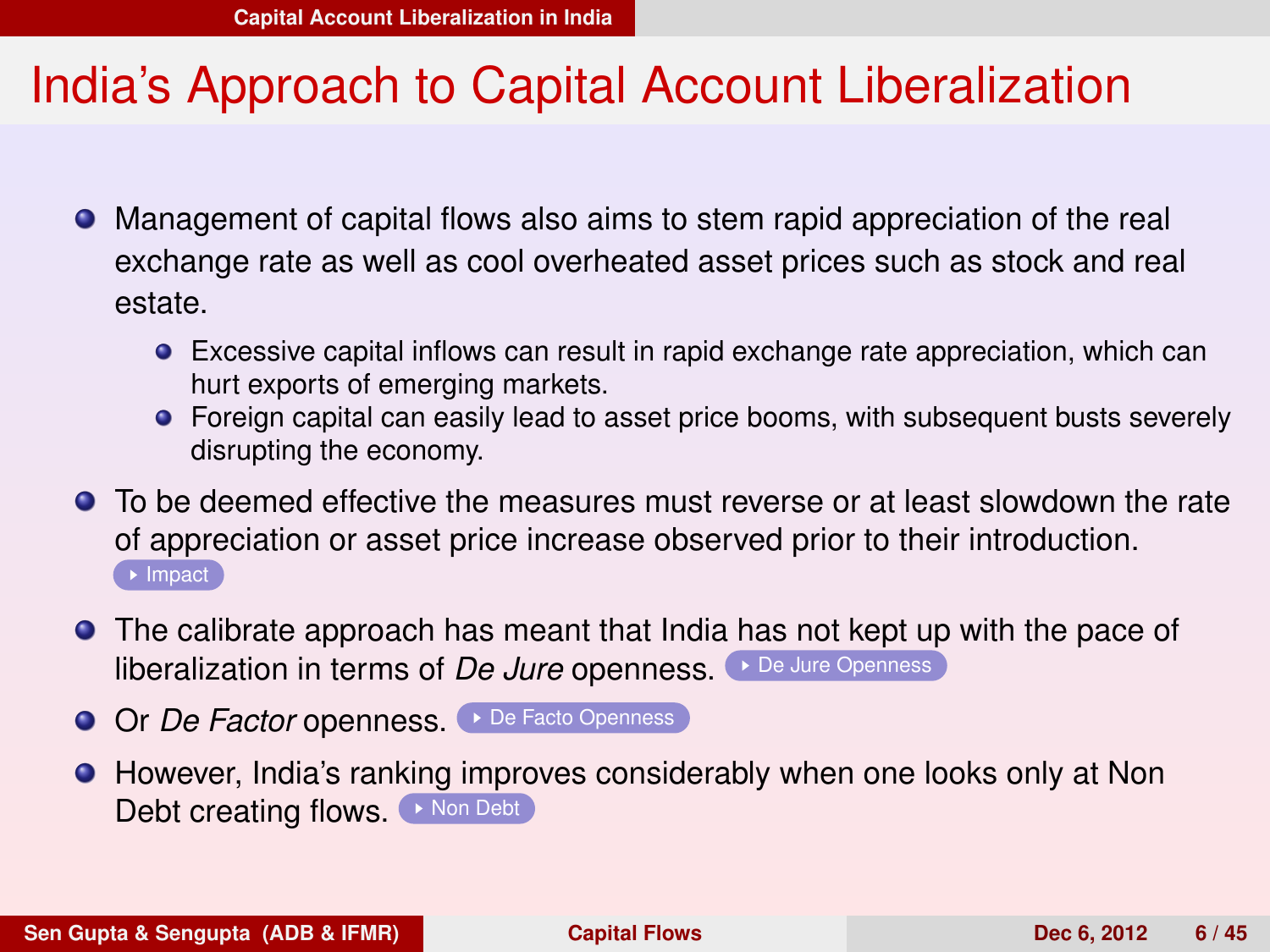# India's Approach to Capital Account Liberalization

- Management of capital flows also aims to stem rapid appreciation of the real exchange rate as well as cool overheated asset prices such as stock and real estate.
  - Excessive capital inflows can result in rapid exchange rate appreciation, which can hurt exports of emerging markets.
  - Foreign capital can easily lead to asset price booms, with subsequent busts severely disrupting the economy.
- To be deemed effective the measures must reverse or at least slowdown the rate of appreciation or asset price increase observed prior to their introduction. Impact
- The calibrate approach has meant that India has not kept up with the pace of liberalization in terms of *De Jure* openness. De Jure Openness
- Or *De Factor* openness. De Facto Openness
- However, India's ranking improves considerably when one looks only at Non Debt creating flows. Non Debt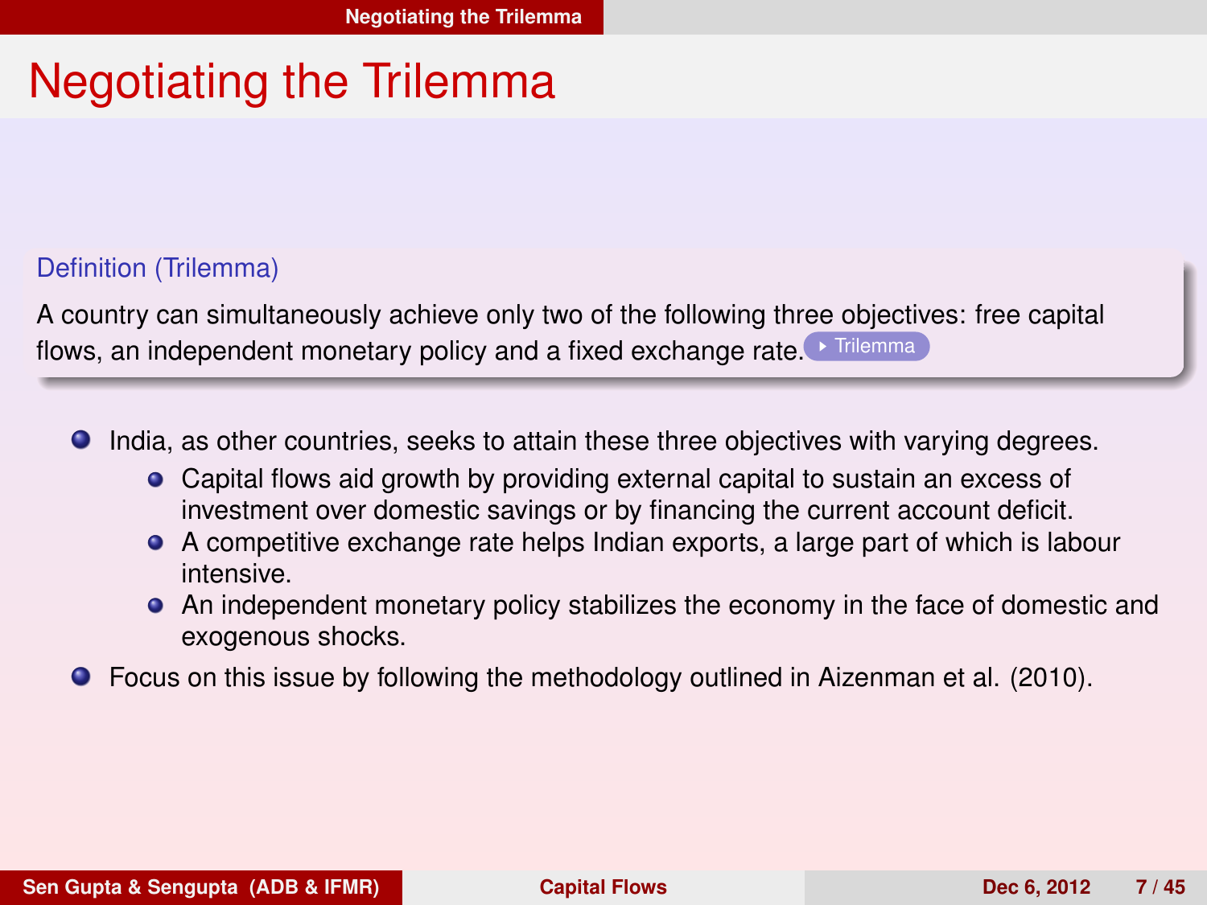# Negotiating the Trilemma

**Definition (Trilemma)**

A country can simultaneously achieve only two of the following three objectives: free capital flows, an independent monetary policy and a fixed exchange rate. ▸ Trilemma

- India, as other countries, seeks to attain these three objectives with varying degrees.
  - Capital flows aid growth by providing external capital to sustain an excess of investment over domestic savings or by financing the current account deficit.
  - A competitive exchange rate helps Indian exports, a large part of which is labour intensive.
  - An independent monetary policy stabilizes the economy in the face of domestic and exogenous shocks.
- Focus on this issue by following the methodology outlined in Aizenman et al. (2010).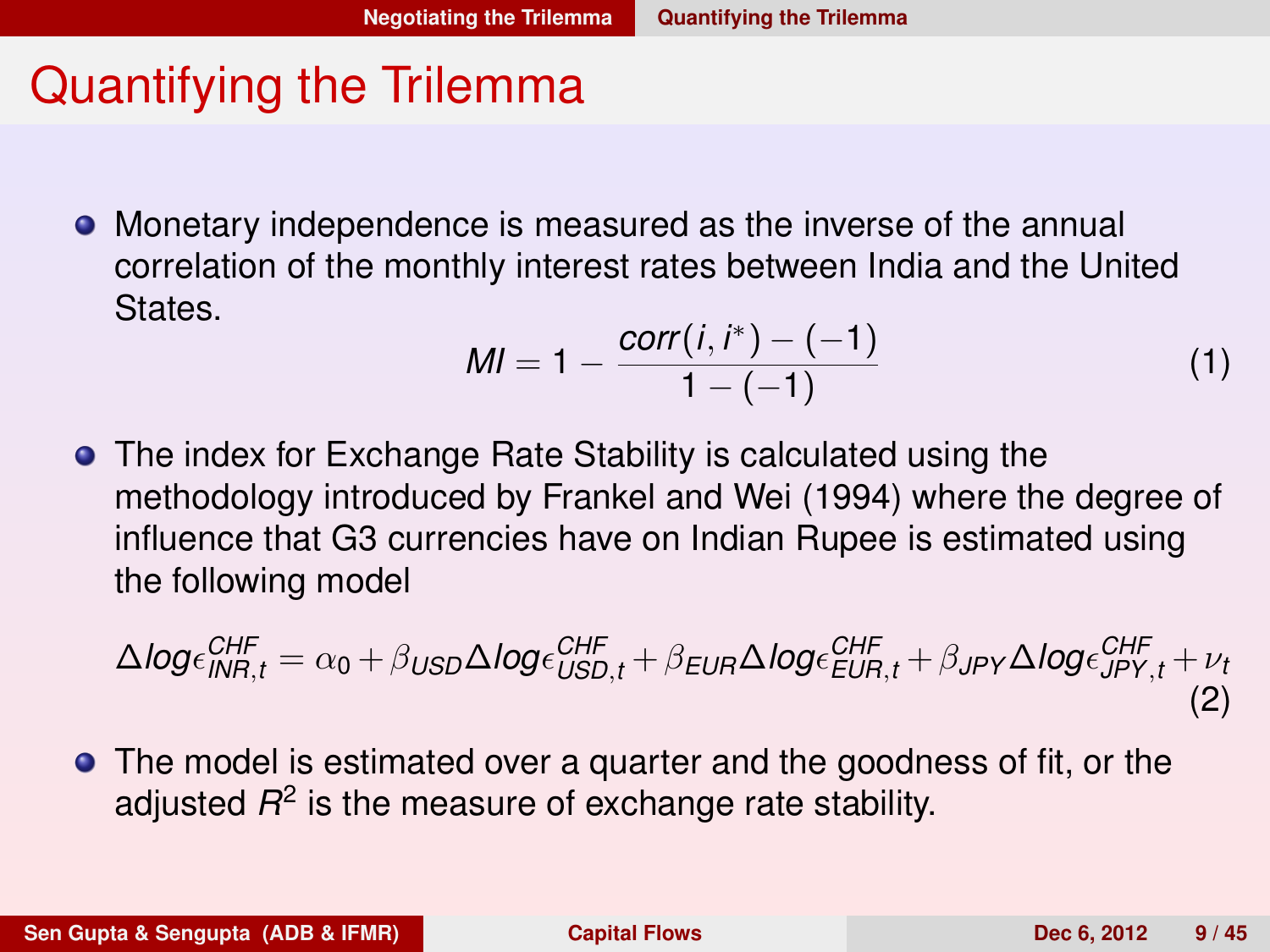# Quantifying the Trilemma

- Monetary independence is measured as the inverse of the annual correlation of the monthly interest rates between India and the United States.

$$MI = 1 - \frac{corr(i, i^*) - (-1)}{1 - (-1)} \tag{1}$$

- The index for Exchange Rate Stability is calculated using the methodology introduced by Frankel and Wei (1994) where the degree of influence that G3 currencies have on Indian Rupee is estimated using the following model

$$\Delta log\epsilon^{CHF}_{INR,t} = \alpha_0 + \beta_{USD}\Delta log\epsilon^{CHF}_{USD,t} + \beta_{EUR}\Delta log\epsilon^{CHF}_{EUR,t} + \beta_{JPY}\Delta log\epsilon^{CHF}_{JPY,t} + \nu_t \tag{2}$$

- The model is estimated over a quarter and the goodness of fit, or the adjusted $R^2$ is the measure of exchange rate stability.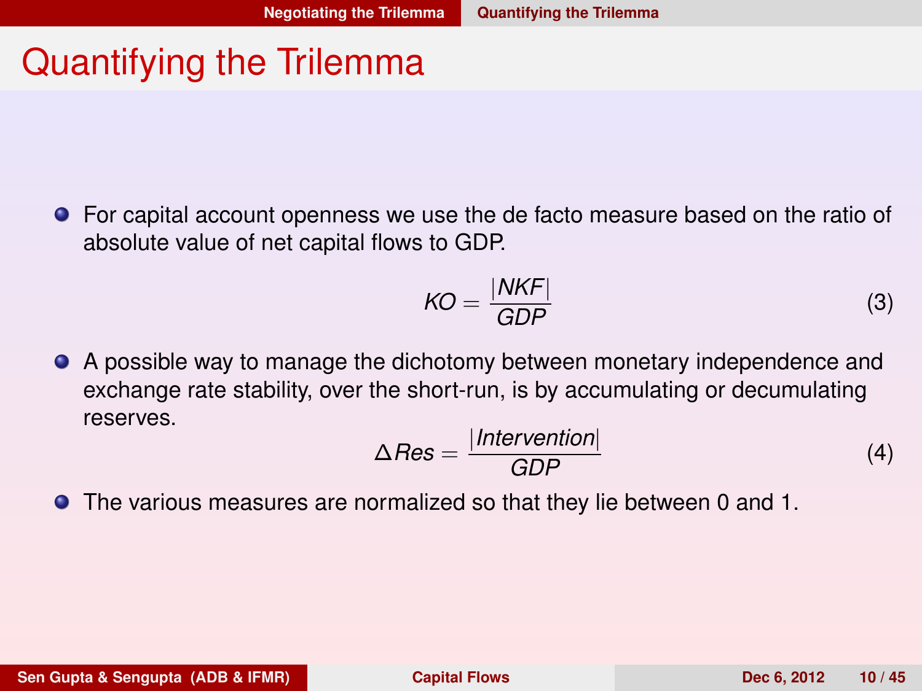# Quantifying the Trilemma

- For capital account openness we use the de facto measure based on the ratio of absolute value of net capital flows to GDP.

$$KO = \frac{|NKF|}{GDP} \tag{3}$$

- A possible way to manage the dichotomy between monetary independence and exchange rate stability, over the short-run, is by accumulating or decumulating reserves.

$$\Delta Res = \frac{|Intervention|}{GDP} \tag{4}$$

- The various measures are normalized so that they lie between 0 and 1.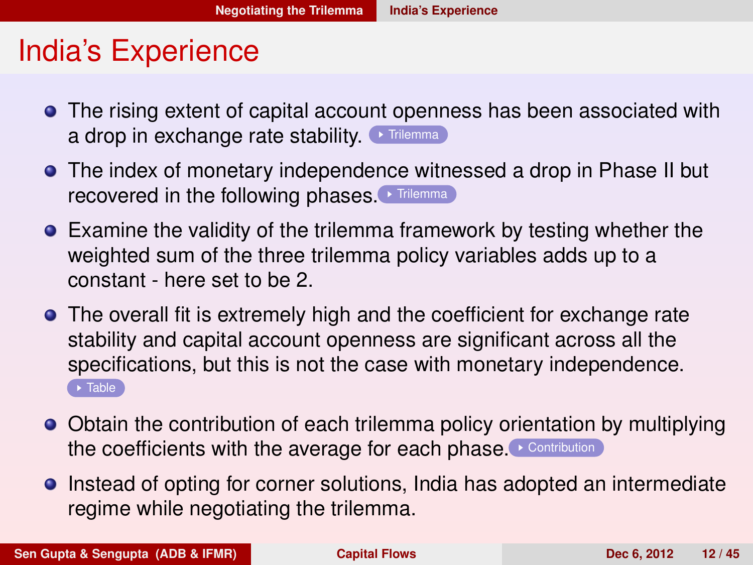# India's Experience

- The rising extent of capital account openness has been associated with a drop in exchange rate stability. Trilemma
- The index of monetary independence witnessed a drop in Phase II but recovered in the following phases. Trilemma
- Examine the validity of the trilemma framework by testing whether the weighted sum of the three trilemma policy variables adds up to a constant - here set to be 2.
- The overall fit is extremely high and the coefficient for exchange rate stability and capital account openness are significant across all the specifications, but this is not the case with monetary independence. Table
- Obtain the contribution of each trilemma policy orientation by multiplying the coefficients with the average for each phase. Contribution
- Instead of opting for corner solutions, India has adopted an intermediate regime while negotiating the trilemma.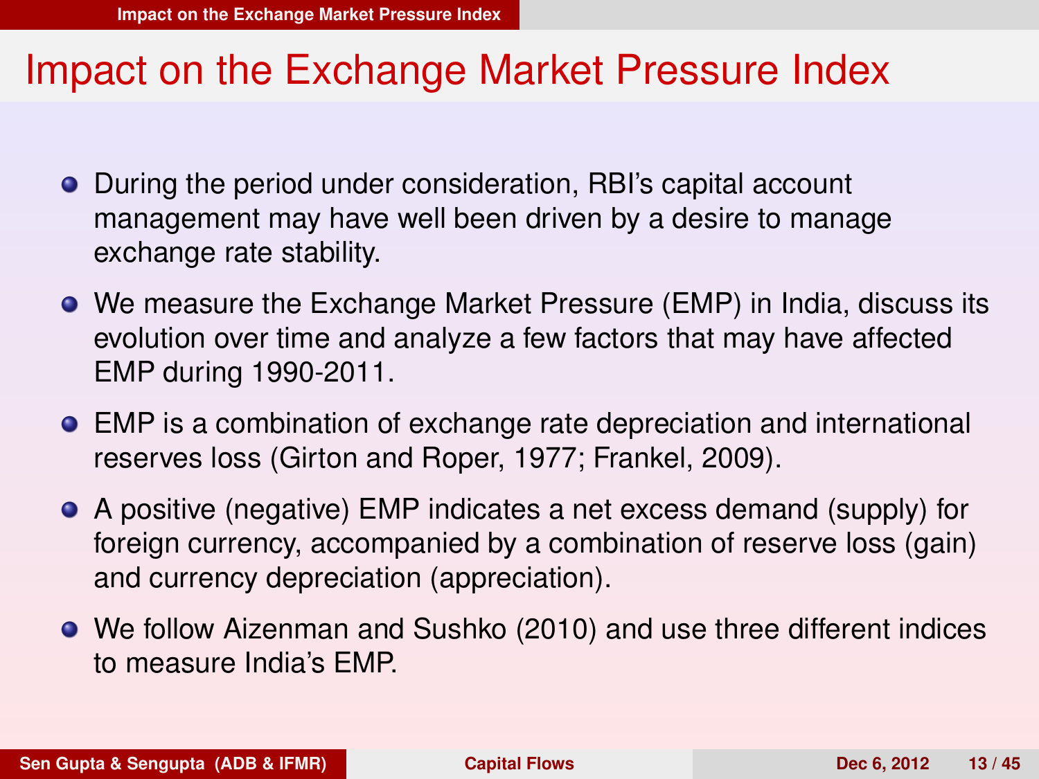# Impact on the Exchange Market Pressure Index

- During the period under consideration, RBI's capital account management may have well been driven by a desire to manage exchange rate stability.
- We measure the Exchange Market Pressure (EMP) in India, discuss its evolution over time and analyze a few factors that may have affected EMP during 1990-2011.
- EMP is a combination of exchange rate depreciation and international reserves loss (Girton and Roper, 1977; Frankel, 2009).
- A positive (negative) EMP indicates a net excess demand (supply) for foreign currency, accompanied by a combination of reserve loss (gain) and currency depreciation (appreciation).
- We follow Aizenman and Sushko (2010) and use three different indices to measure India's EMP.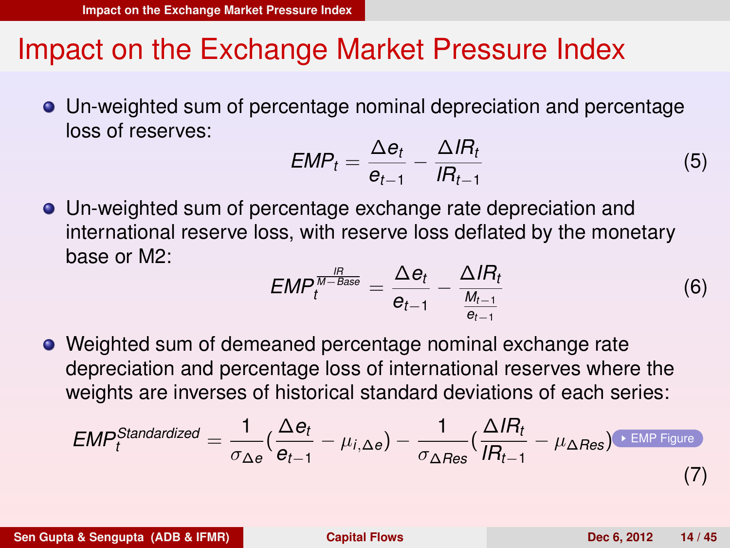# Impact on the Exchange Market Pressure Index

- Un-weighted sum of percentage nominal depreciation and percentage loss of reserves:

$$EMP_t = \frac{\Delta e_t}{e_{t-1}} - \frac{\Delta IR_t}{IR_{t-1}} \tag{5}$$

- Un-weighted sum of percentage exchange rate depreciation and international reserve loss, with reserve loss deflated by the monetary base or M2:

$$EMP_t^{\frac{IR}{M-Base}} = \frac{\Delta e_t}{e_{t-1}} - \frac{\Delta IR_t}{\frac{M_{t-1}}{e_{t-1}}} \tag{6}$$

- Weighted sum of demeaned percentage nominal exchange rate depreciation and percentage loss of international reserves where the weights are inverses of historical standard deviations of each series:

$$EMP_t^{Standardized} = \frac{1}{\sigma_{\Delta e}}\left(\frac{\Delta e_t}{e_{t-1}} - \mu_{i,\Delta e}\right) - \frac{1}{\sigma_{\Delta Res}}\left(\frac{\Delta IR_t}{IR_{t-1}} - \mu_{\Delta Res}\right) \tag{7}$$

EMP Figure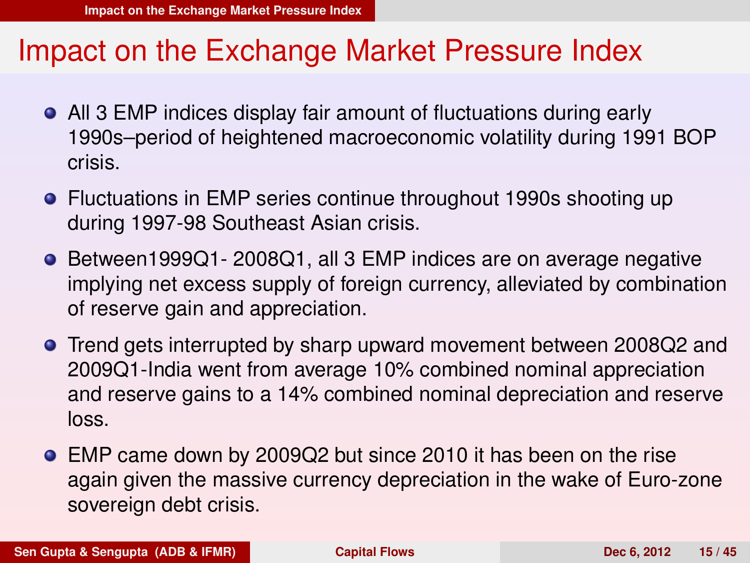# Impact on the Exchange Market Pressure Index

- All 3 EMP indices display fair amount of fluctuations during early 1990s–period of heightened macroeconomic volatility during 1991 BOP crisis.
- Fluctuations in EMP series continue throughout 1990s shooting up during 1997-98 Southeast Asian crisis.
- Between1999Q1- 2008Q1, all 3 EMP indices are on average negative implying net excess supply of foreign currency, alleviated by combination of reserve gain and appreciation.
- Trend gets interrupted by sharp upward movement between 2008Q2 and 2009Q1-India went from average 10% combined nominal appreciation and reserve gains to a 14% combined nominal depreciation and reserve loss.
- EMP came down by 2009Q2 but since 2010 it has been on the rise again given the massive currency depreciation in the wake of Euro-zone sovereign debt crisis.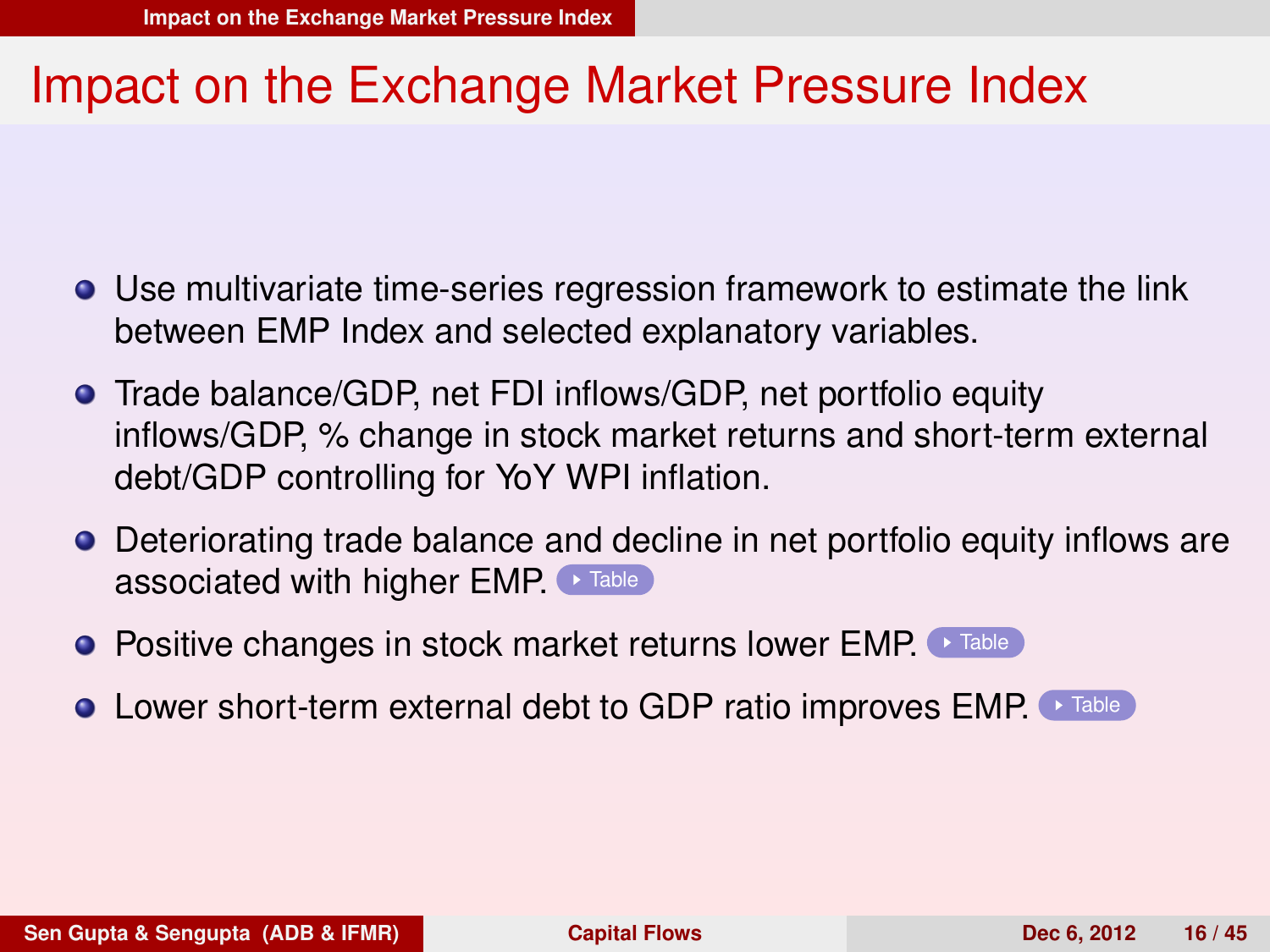# Impact on the Exchange Market Pressure Index

- Use multivariate time-series regression framework to estimate the link between EMP Index and selected explanatory variables.
- Trade balance/GDP, net FDI inflows/GDP, net portfolio equity inflows/GDP, % change in stock market returns and short-term external debt/GDP controlling for YoY WPI inflation.
- Deteriorating trade balance and decline in net portfolio equity inflows are associated with higher EMP. Table
- Positive changes in stock market returns lower EMP. Table
- Lower short-term external debt to GDP ratio improves EMP. Table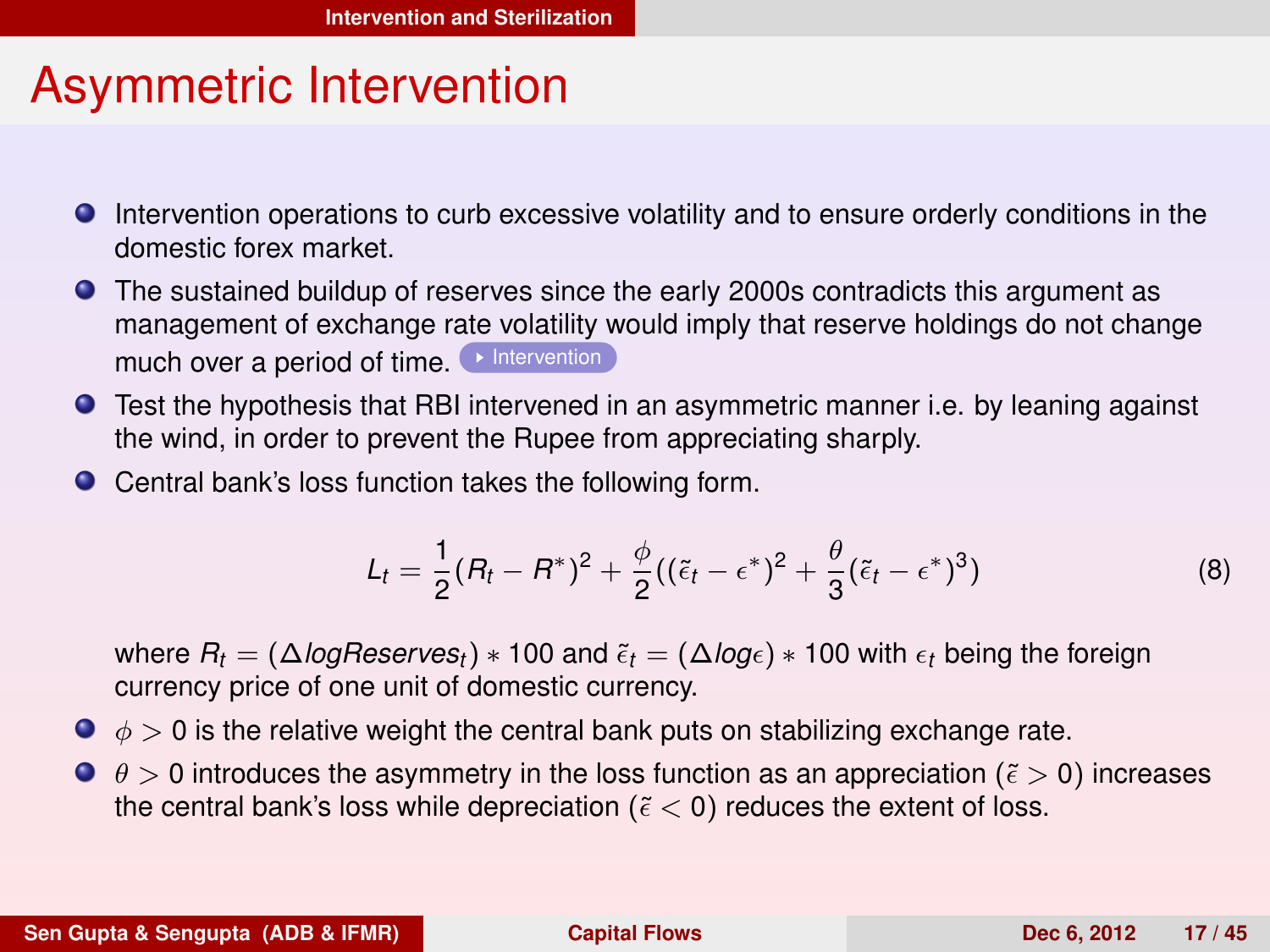# Asymmetric Intervention

- Intervention operations to curb excessive volatility and to ensure orderly conditions in the domestic forex market.
- The sustained buildup of reserves since the early 2000s contradicts this argument as management of exchange rate volatility would imply that reserve holdings do not change much over a period of time. Intervention
- Test the hypothesis that RBI intervened in an asymmetric manner i.e. by leaning against the wind, in order to prevent the Rupee from appreciating sharply.
- Central bank's loss function takes the following form.

$$L_t = \frac{1}{2}(R_t - R^*)^2 + \frac{\phi}{2}((\tilde{\epsilon}_t - \epsilon^*)^2 + \frac{\theta}{3}(\tilde{\epsilon}_t - \epsilon^*)^3) \tag{8}$$

  where $R_t = (\Delta logReserves_t) * 100$ and $\tilde{\epsilon}_t = (\Delta log\epsilon) * 100$ with $\epsilon_t$ being the foreign currency price of one unit of domestic currency.

- $\phi > 0$ is the relative weight the central bank puts on stabilizing exchange rate.
- $\theta > 0$ introduces the asymmetry in the loss function as an appreciation ($\tilde{\epsilon} > 0$) increases the central bank's loss while depreciation ($\tilde{\epsilon} < 0$) reduces the extent of loss.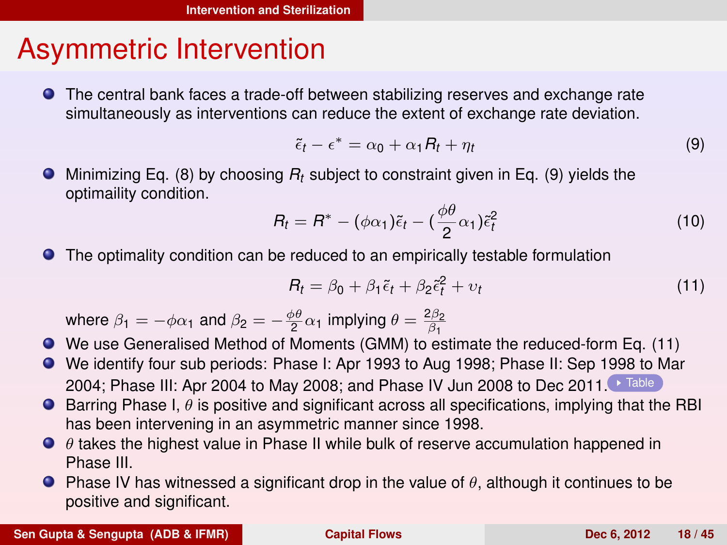# Asymmetric Intervention

- The central bank faces a trade-off between stabilizing reserves and exchange rate simultaneously as interventions can reduce the extent of exchange rate deviation.

$$\tilde{\epsilon}_t - \epsilon^* = \alpha_0 + \alpha_1 R_t + \eta_t \tag{9}$$

- Minimizing Eq. (8) by choosing $R_t$ subject to constraint given in Eq. (9) yields the optimaility condition.

$$R_t = R^* - (\phi\alpha_1)\tilde{\epsilon}_t - (\frac{\phi\theta}{2}\alpha_1)\tilde{\epsilon}_t^2 \tag{10}$$

- The optimality condition can be reduced to an empirically testable formulation

$$R_t = \beta_0 + \beta_1\tilde{\epsilon}_t + \beta_2\tilde{\epsilon}_t^2 + \upsilon_t \tag{11}$$

  where $\beta_1 = -\phi\alpha_1$ and $\beta_2 = -\frac{\phi\theta}{2}\alpha_1$ implying $\theta = \frac{2\beta_2}{\beta_1}$

- We use Generalised Method of Moments (GMM) to estimate the reduced-form Eq. (11)
- We identify four sub periods: Phase I: Apr 1993 to Aug 1998; Phase II: Sep 1998 to Mar 2004; Phase III: Apr 2004 to May 2008; and Phase IV Jun 2008 to Dec 2011. Table
- Barring Phase I, $\theta$ is positive and significant across all specifications, implying that the RBI has been intervening in an asymmetric manner since 1998.
- $\theta$ takes the highest value in Phase II while bulk of reserve accumulation happened in Phase III.
- Phase IV has witnessed a significant drop in the value of $\theta$, although it continues to be positive and significant.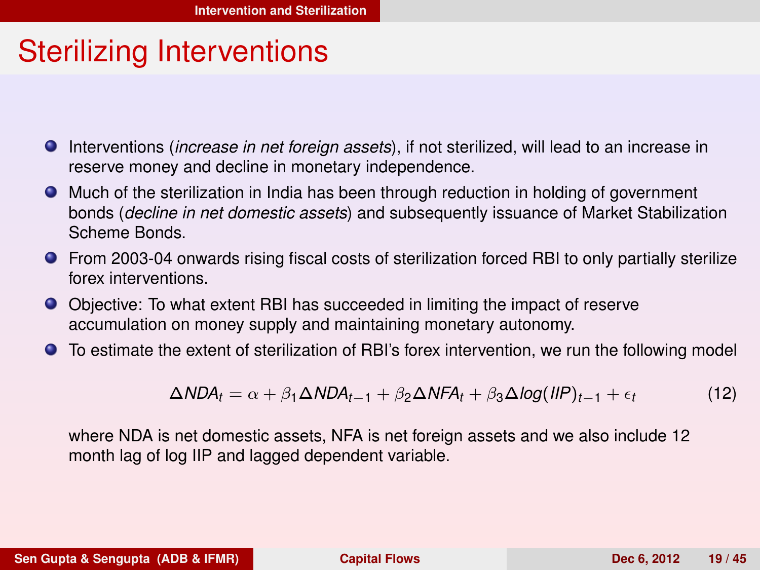# Sterilizing Interventions

- Interventions (*increase in net foreign assets*), if not sterilized, will lead to an increase in reserve money and decline in monetary independence.
- Much of the sterilization in India has been through reduction in holding of government bonds (*decline in net domestic assets*) and subsequently issuance of Market Stabilization Scheme Bonds.
- From 2003-04 onwards rising fiscal costs of sterilization forced RBI to only partially sterilize forex interventions.
- Objective: To what extent RBI has succeeded in limiting the impact of reserve accumulation on money supply and maintaining monetary autonomy.
- To estimate the extent of sterilization of RBI's forex intervention, we run the following model

$$\Delta NDA_t = \alpha + \beta_1 \Delta NDA_{t-1} + \beta_2 \Delta NFA_t + \beta_3 \Delta log(IIP)_{t-1} + \epsilon_t \tag{12}$$

where NDA is net domestic assets, NFA is net foreign assets and we also include 12 month lag of log IIP and lagged dependent variable.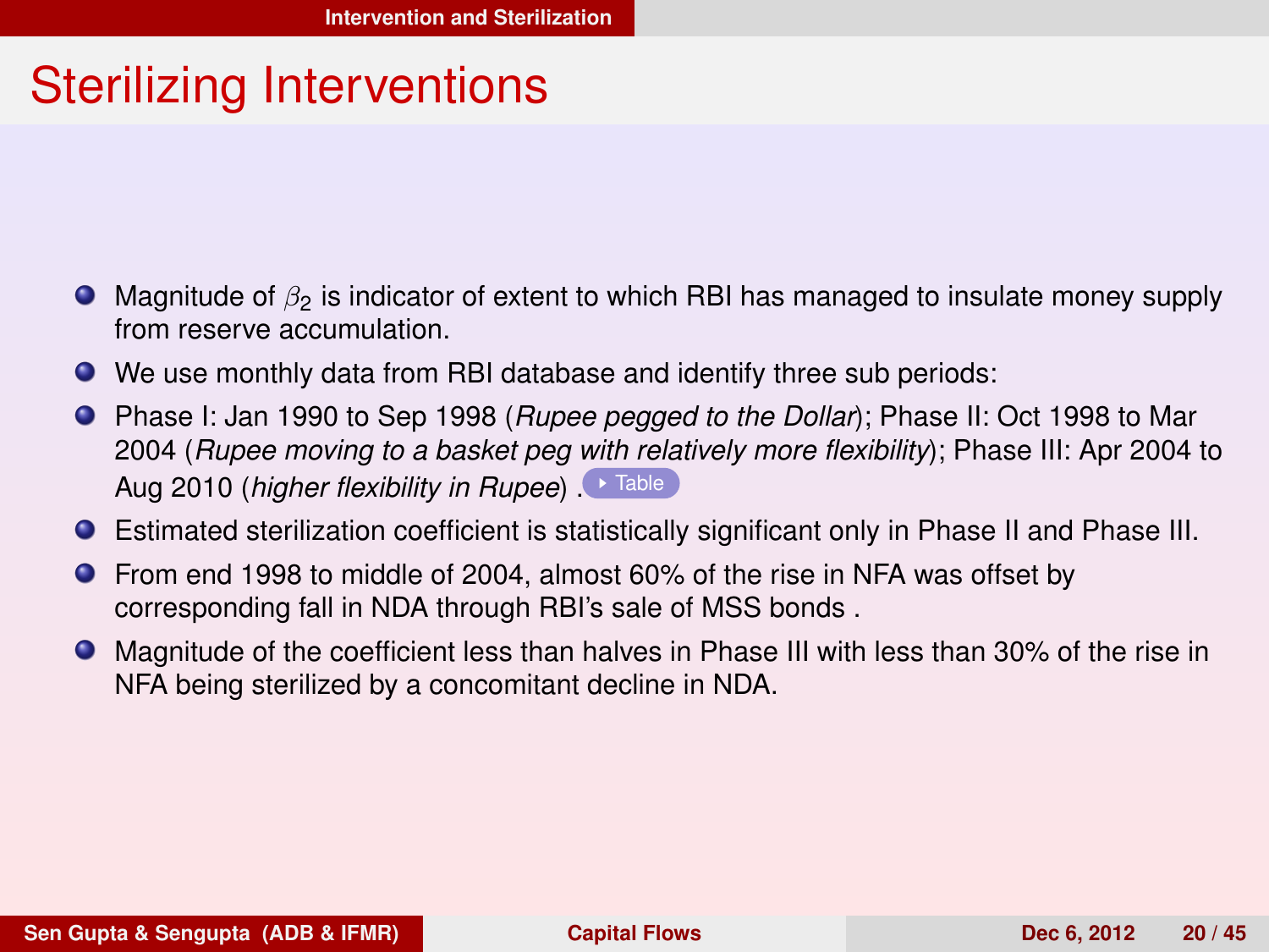# Sterilizing Interventions

- Magnitude of $\beta_2$ is indicator of extent to which RBI has managed to insulate money supply from reserve accumulation.
- We use monthly data from RBI database and identify three sub periods:
- Phase I: Jan 1990 to Sep 1998 (*Rupee pegged to the Dollar*); Phase II: Oct 1998 to Mar 2004 (*Rupee moving to a basket peg with relatively more flexibility*); Phase III: Apr 2004 to Aug 2010 (*higher flexibility in Rupee*) . Table
- Estimated sterilization coefficient is statistically significant only in Phase II and Phase III.
- From end 1998 to middle of 2004, almost 60% of the rise in NFA was offset by corresponding fall in NDA through RBI's sale of MSS bonds .
- Magnitude of the coefficient less than halves in Phase III with less than 30% of the rise in NFA being sterilized by a concomitant decline in NDA.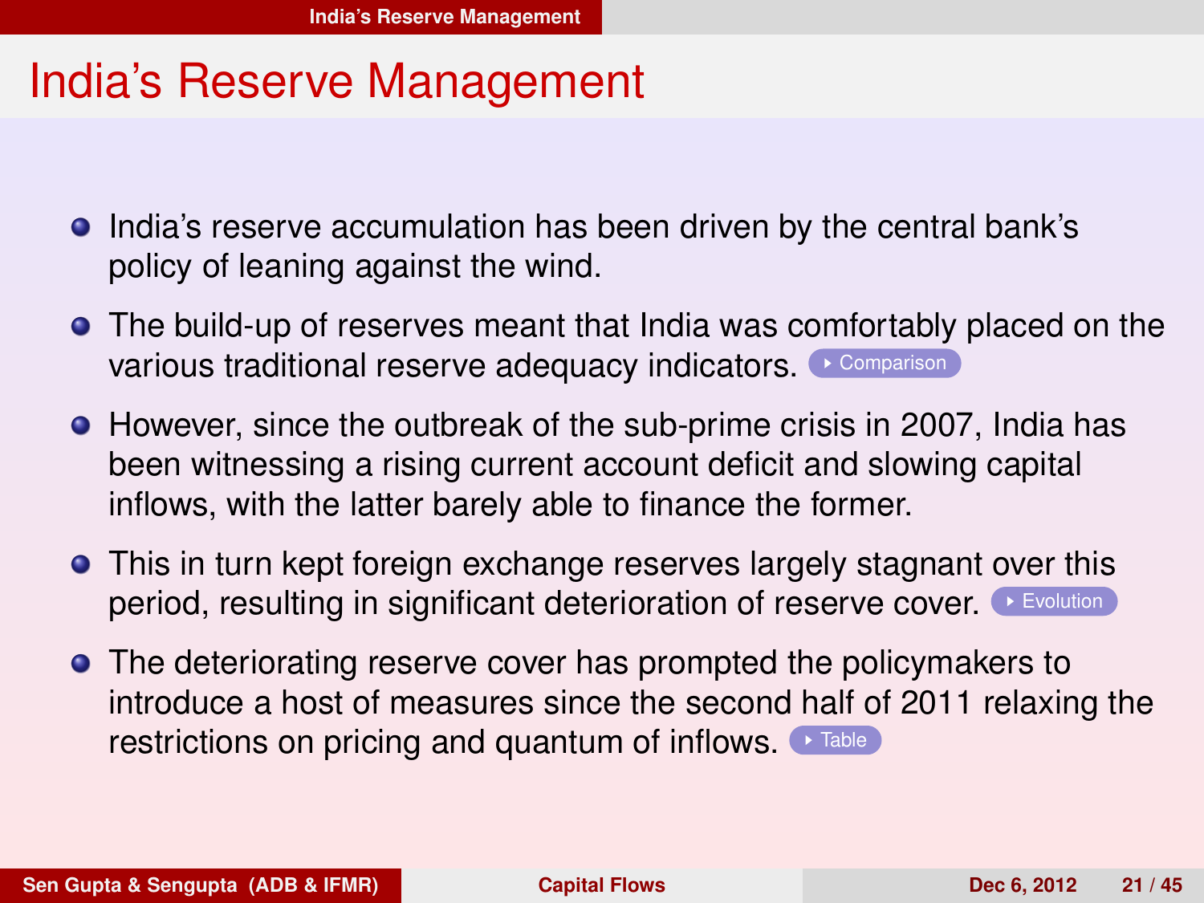# India's Reserve Management

- India's reserve accumulation has been driven by the central bank's policy of leaning against the wind.
- The build-up of reserves meant that India was comfortably placed on the various traditional reserve adequacy indicators. ▸ Comparison
- However, since the outbreak of the sub-prime crisis in 2007, India has been witnessing a rising current account deficit and slowing capital inflows, with the latter barely able to finance the former.
- This in turn kept foreign exchange reserves largely stagnant over this period, resulting in significant deterioration of reserve cover. ▸ Evolution
- The deteriorating reserve cover has prompted the policymakers to introduce a host of measures since the second half of 2011 relaxing the restrictions on pricing and quantum of inflows. ▸ Table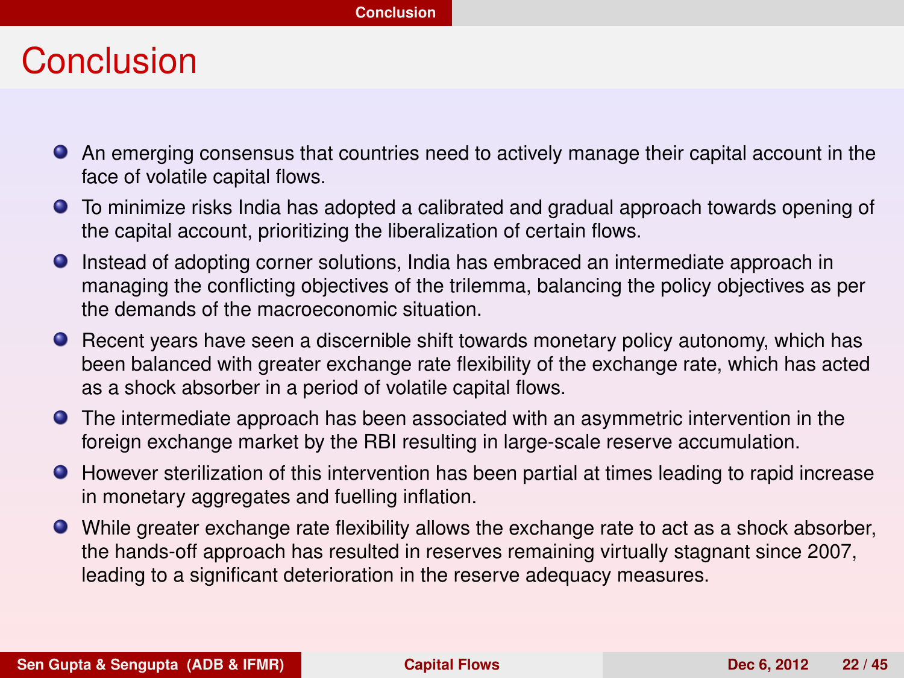# Conclusion

- An emerging consensus that countries need to actively manage their capital account in the face of volatile capital flows.
- To minimize risks India has adopted a calibrated and gradual approach towards opening of the capital account, prioritizing the liberalization of certain flows.
- Instead of adopting corner solutions, India has embraced an intermediate approach in managing the conflicting objectives of the trilemma, balancing the policy objectives as per the demands of the macroeconomic situation.
- Recent years have seen a discernible shift towards monetary policy autonomy, which has been balanced with greater exchange rate flexibility of the exchange rate, which has acted as a shock absorber in a period of volatile capital flows.
- The intermediate approach has been associated with an asymmetric intervention in the foreign exchange market by the RBI resulting in large-scale reserve accumulation.
- However sterilization of this intervention has been partial at times leading to rapid increase in monetary aggregates and fuelling inflation.
- While greater exchange rate flexibility allows the exchange rate to act as a shock absorber, the hands-off approach has resulted in reserves remaining virtually stagnant since 2007, leading to a significant deterioration in the reserve adequacy measures.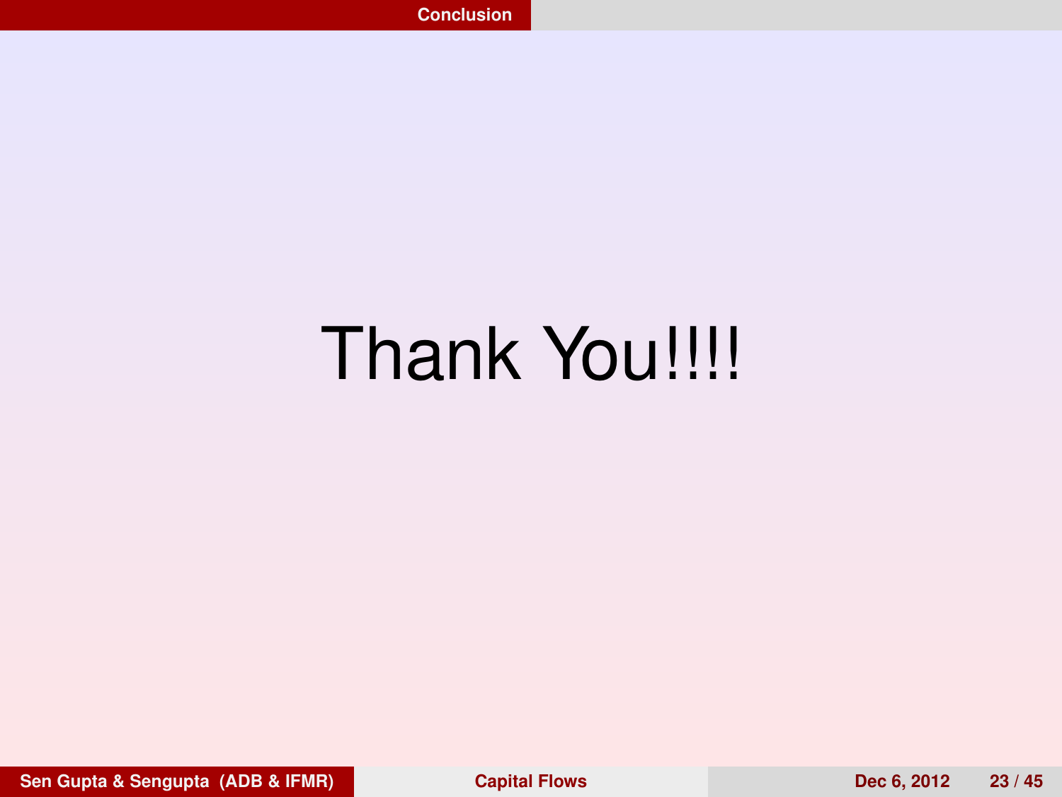Thank You!!!!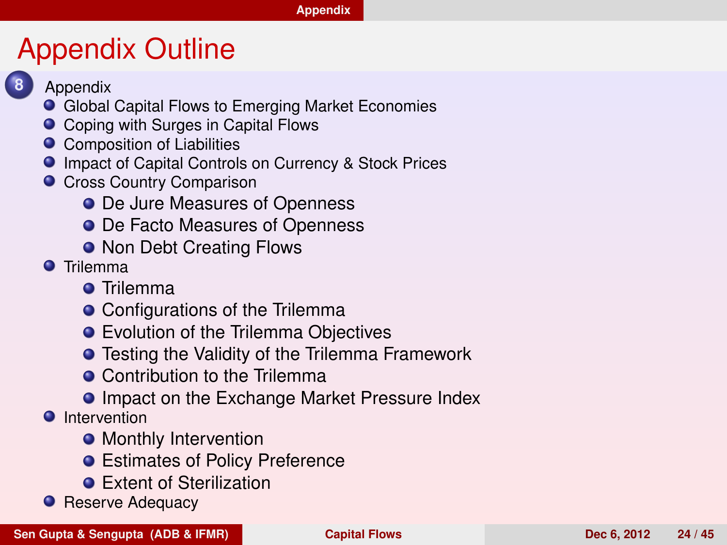# Appendix Outline

8. Appendix
   - Global Capital Flows to Emerging Market Economies
   - Coping with Surges in Capital Flows
   - Composition of Liabilities
   - Impact of Capital Controls on Currency & Stock Prices
   - Cross Country Comparison
     - De Jure Measures of Openness
     - De Facto Measures of Openness
     - Non Debt Creating Flows
   - Trilemma
     - Trilemma
     - Configurations of the Trilemma
     - Evolution of the Trilemma Objectives
     - Testing the Validity of the Trilemma Framework
     - Contribution to the Trilemma
     - Impact on the Exchange Market Pressure Index
   - Intervention
     - Monthly Intervention
     - Estimates of Policy Preference
     - Extent of Sterilization
   - Reserve Adequacy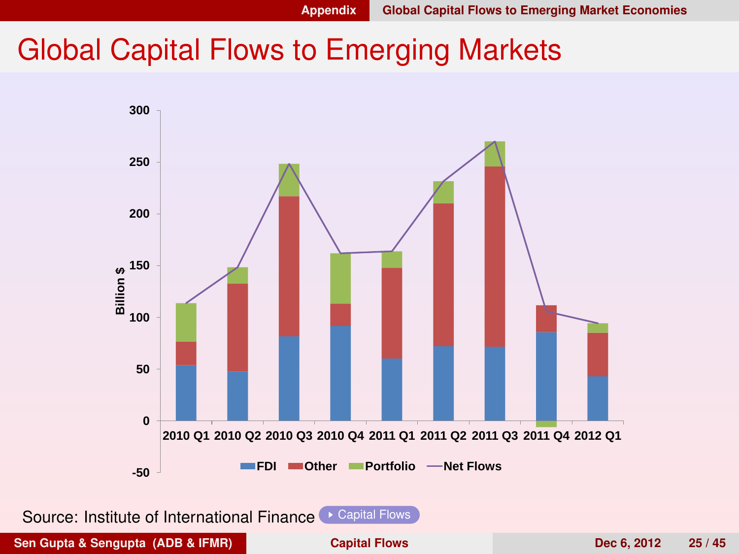# Global Capital Flows to Emerging Markets

Source: Institute of International Finance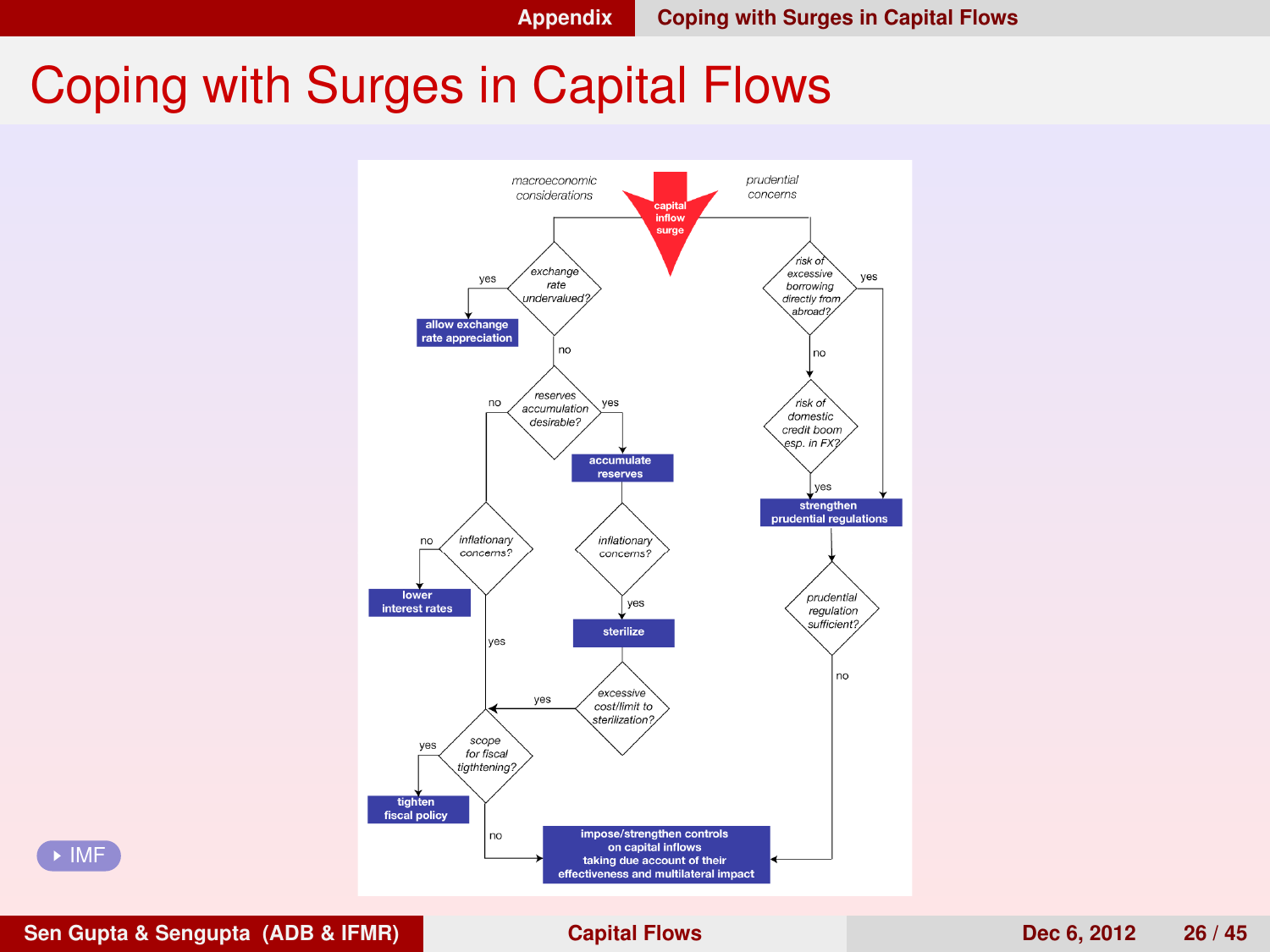# Coping with Surges in Capital Flows

**capital inflow surge**

*macroeconomic considerations*

- *exchange rate undervalued?*
  - yes → **allow exchange rate appreciation**
  - no → *reserves accumulation desirable?*
    - yes → **accumulate reserves** → *inflationary concerns?*
      - yes → **sterilize** → *excessive cost/limit to sterilization?*
        - yes → *scope for fiscal tigthtening?*
    - no → *inflationary concerns?*
      - no → **lower interest rates**
      - yes → *scope for fiscal tigthtening?*
        - yes → **tighten fiscal policy**
        - no → **impose/strengthen controls on capital inflows taking due account of their effectiveness and multilateral impact**

*prudential concerns*

- *risk of excessive borrowing directly from abroad?*
  - yes → **strengthen prudential regulations**
  - no → *risk of domestic credit boom esp. in FX?*
    - yes → **strengthen prudential regulations**
- **strengthen prudential regulations** → *prudential regulation sufficient?*
  - no → **impose/strengthen controls on capital inflows taking due account of their effectiveness and multilateral impact**

IMF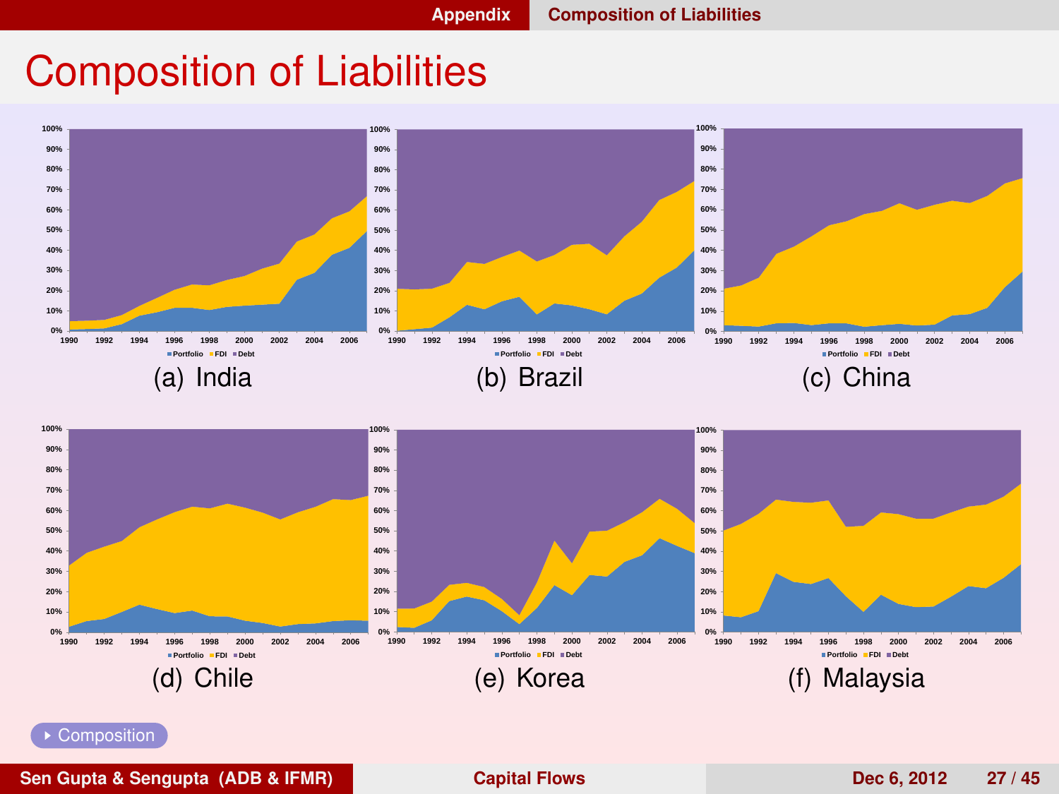# Composition of Liabilities

(a) India

(b) Brazil

(c) China

(d) Chile

(e) Korea

(f) Malaysia

▸ Composition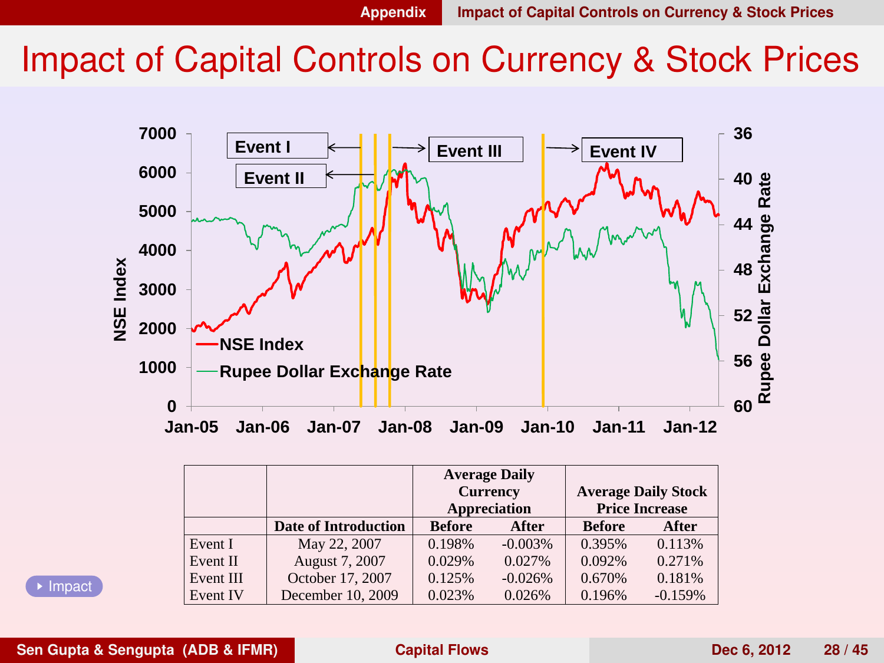# Impact of Capital Controls on Currency & Stock Prices

| | | Average Daily Currency Appreciation | | Average Daily Stock Price Increase | |
|---|---|---|---|---|---|
| | Date of Introduction | Before | After | Before | After |
| Event I | May 22, 2007 | 0.198% | -0.003% | 0.395% | 0.113% |
| Event II | August 7, 2007 | 0.029% | 0.027% | 0.092% | 0.271% |
| Event III | October 17, 2007 | 0.125% | -0.026% | 0.670% | 0.181% |
| Event IV | December 10, 2009 | 0.023% | 0.026% | 0.196% | -0.159% |

Impact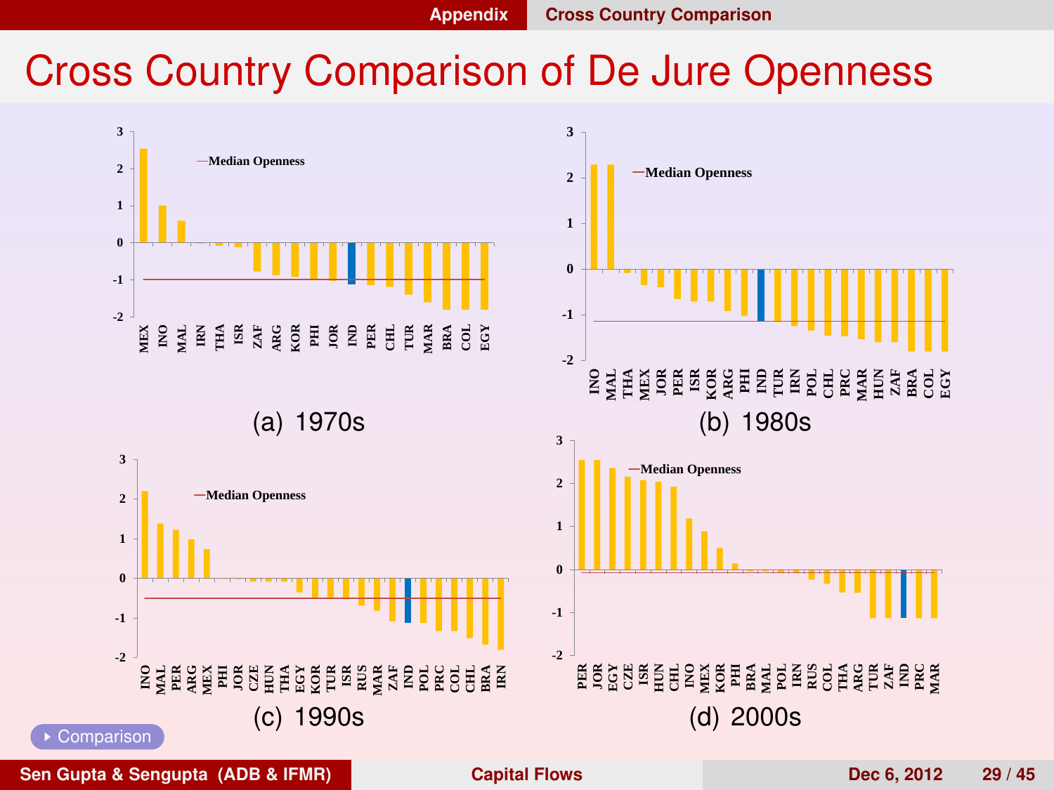# Cross Country Comparison of De Jure Openness

(a) 1970s

(b) 1980s

(c) 1990s

(d) 2000s

Comparison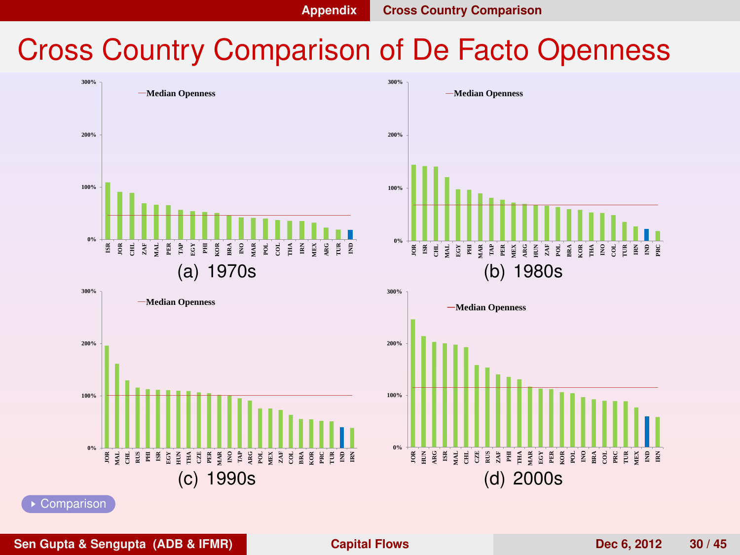# Cross Country Comparison of De Facto Openness

Median Openness

ISR JOR CHL ZAF MAL PER TAP EGY PHI KOR BRA INO MAR POL COL THA IRN MEX ARG TUR IND

(a) 1970s

Median Openness

JOR ISR CHL MAL EGY PHI MAR TAP PER MEX ARG HUN ZAF POL BRA KOR THA INO COL TUR IRN IND PRC

(b) 1980s

Median Openness

JOR MAL CHL RUS PHI ISR EGY HUN THA CZE PER MAR INO TAP ARG POL MEX ZAF COL BRA KOR PRC TUR IND IRN

(c) 1990s

Median Openness

JOR HUN ARG ISR MAL CHL CZE RUS ZAF PHI THA MAR EGY PER KOR POL INO BRA COL PRC TUR MEX IND IRN

(d) 2000s

Comparison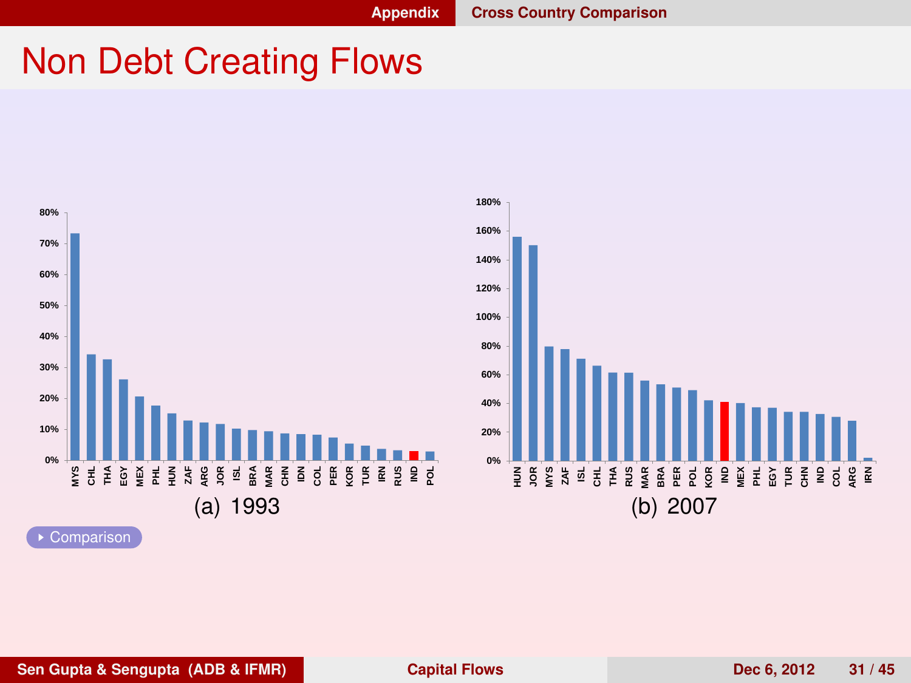# Non Debt Creating Flows

(a) 1993

(b) 2007

Comparison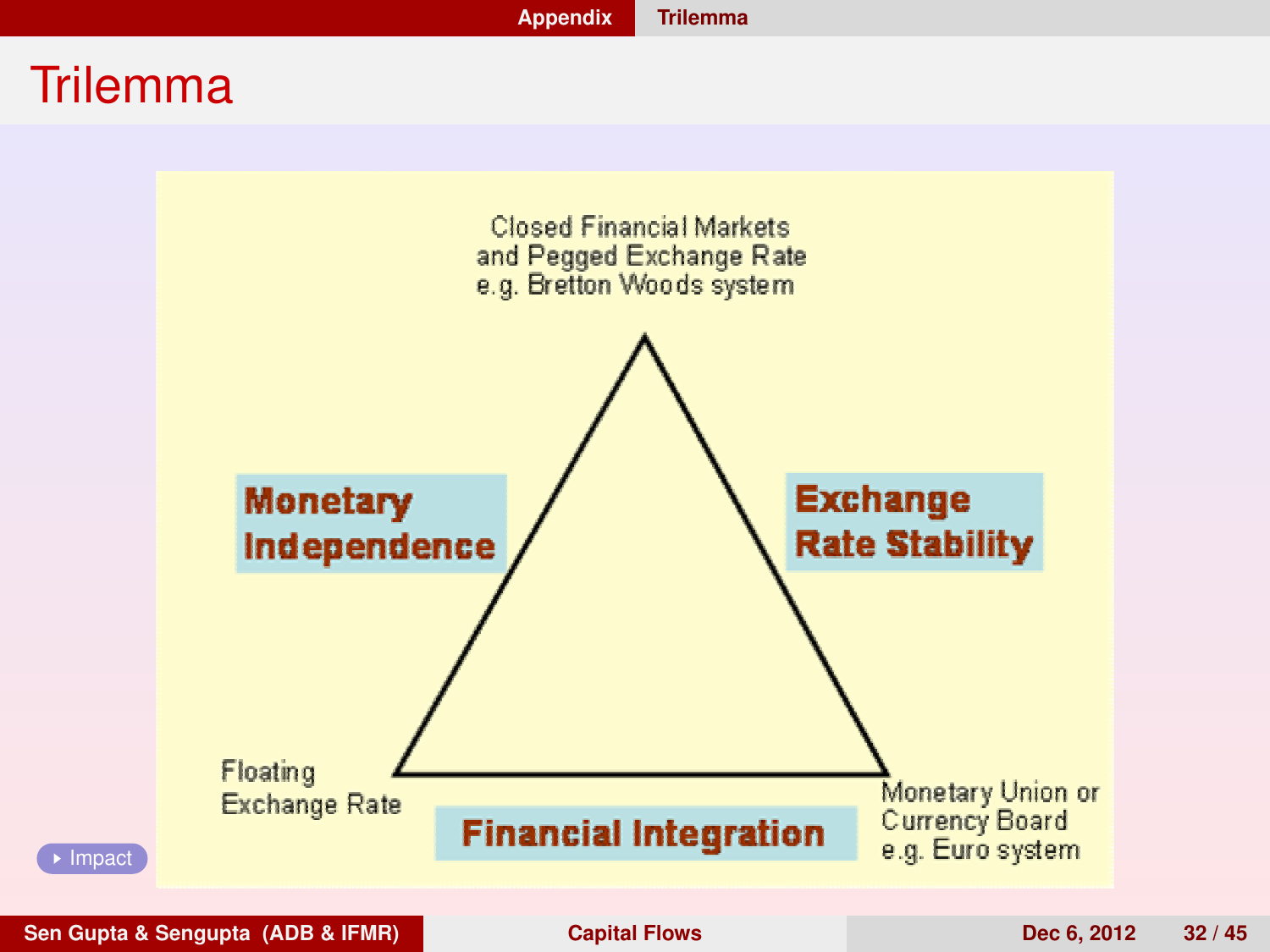# Trilemma

Closed Financial Markets
and Pegged Exchange Rate
e.g. Bretton Woods system

**Monetary Independence**

**Exchange Rate Stability**

Floating
Exchange Rate

**Financial Integration**

Monetary Union or
Currency Board
e.g. Euro system

Impact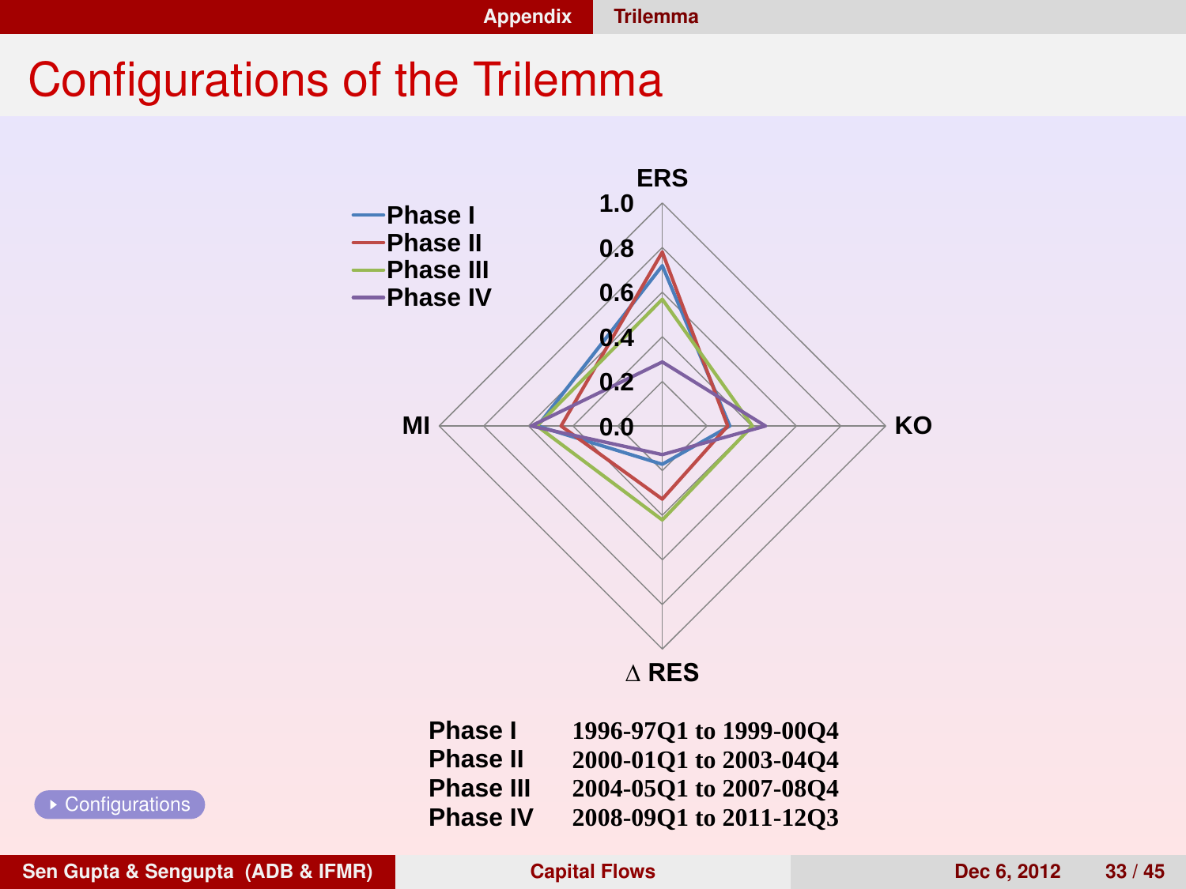# Configurations of the Trilemma

ERS

1.0

0.8

0.6

0.4

0.2

0.0

MI

KO

Δ RES

- Phase I
- Phase II
- Phase III
- Phase IV

| | |
|---|---|
| Phase I | 1996-97Q1 to 1999-00Q4 |
| Phase II | 2000-01Q1 to 2003-04Q4 |
| Phase III | 2004-05Q1 to 2007-08Q4 |
| Phase IV | 2008-09Q1 to 2011-12Q3 |

Configurations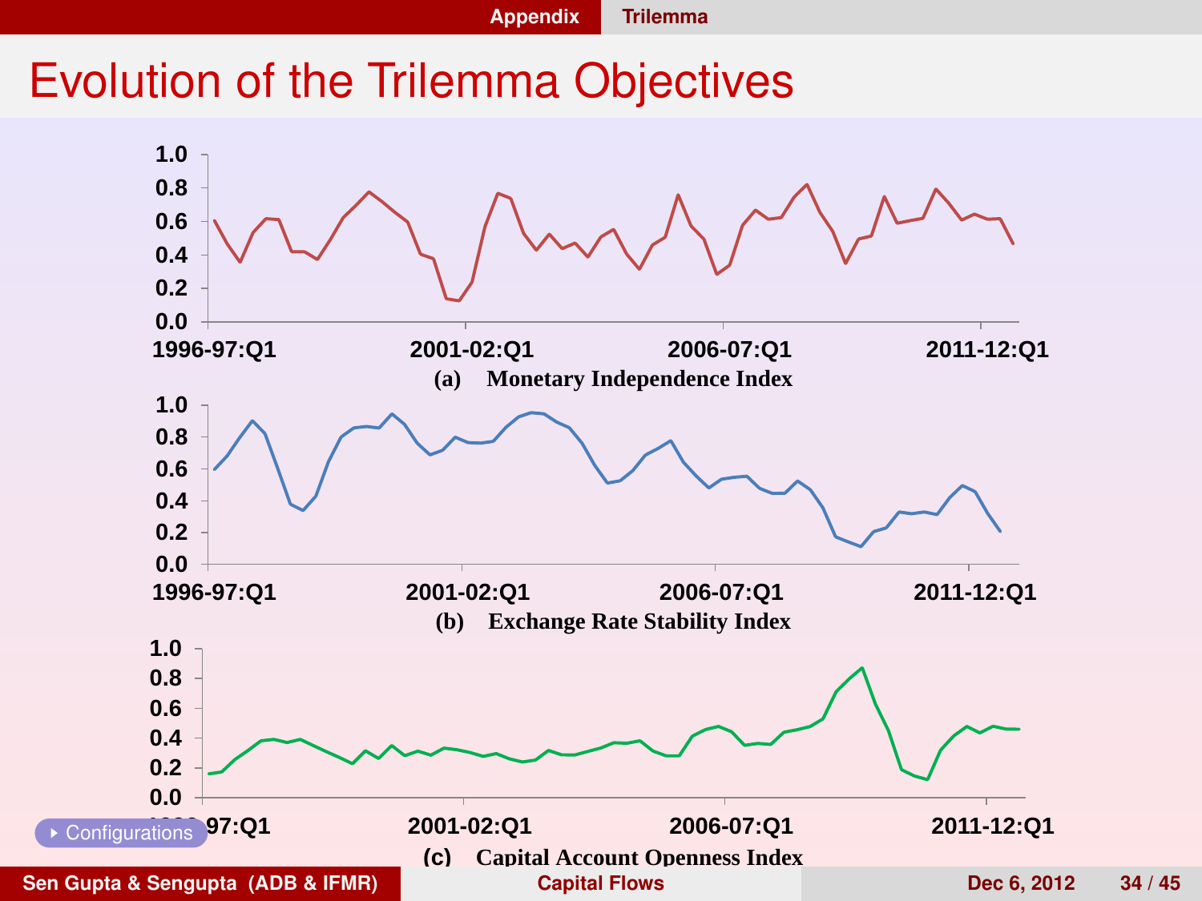# Evolution of the Trilemma Objectives

(a) Monetary Independence Index

(b) Exchange Rate Stability Index

(c) Capital Account Openness Index

▸ Configurations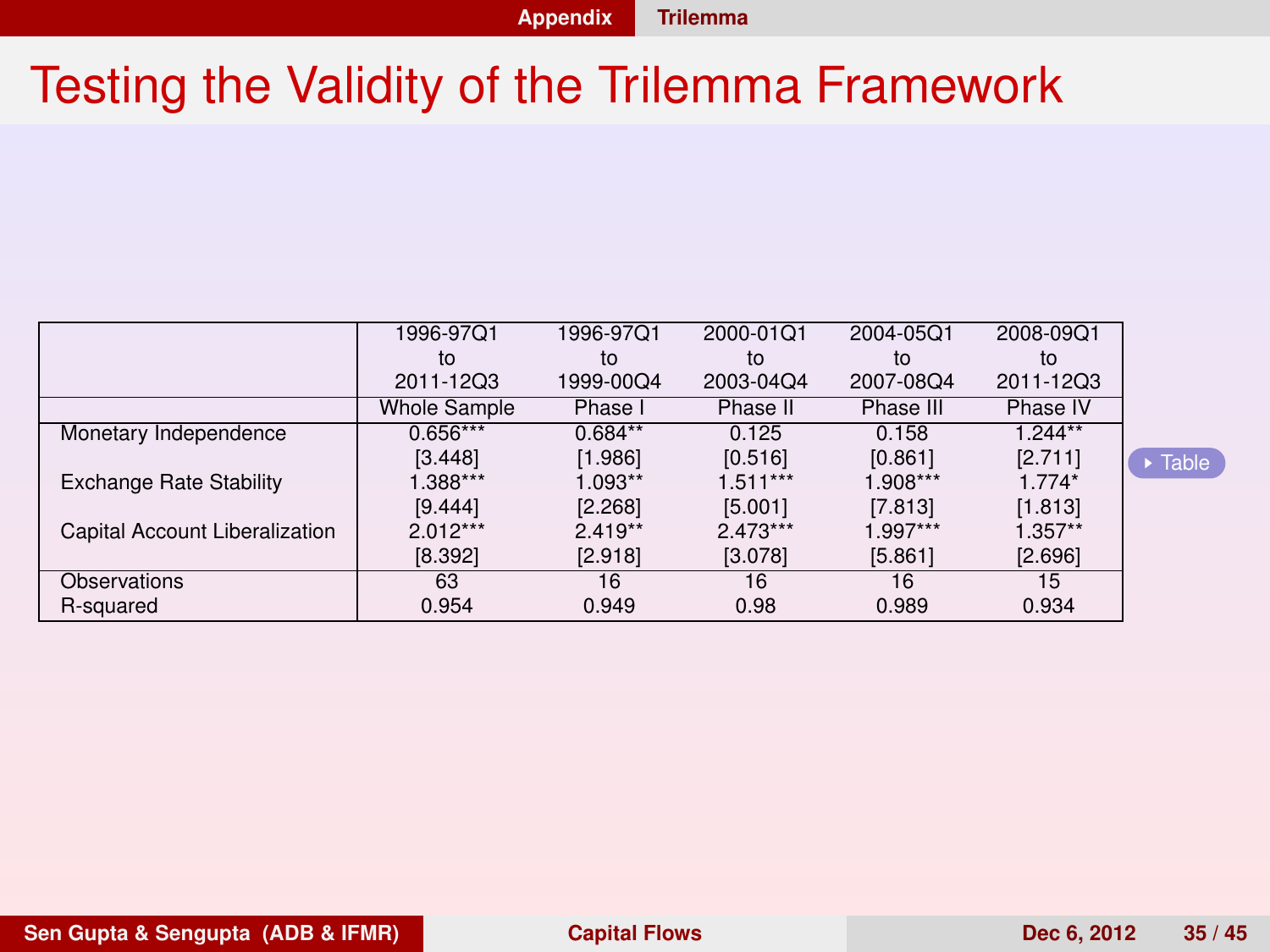# Testing the Validity of the Trilemma Framework

| | 1996-97Q1 to 2011-12Q3 | 1996-97Q1 to 1999-00Q4 | 2000-01Q1 to 2003-04Q4 | 2004-05Q1 to 2007-08Q4 | 2008-09Q1 to 2011-12Q3 |
|---|---|---|---|---|---|
| | Whole Sample | Phase I | Phase II | Phase III | Phase IV |
| Monetary Independence | 0.656*** | 0.684** | 0.125 | 0.158 | 1.244** |
| | [3.448] | [1.986] | [0.516] | [0.861] | [2.711] |
| Exchange Rate Stability | 1.388*** | 1.093** | 1.511*** | 1.908*** | 1.774* |
| | [9.444] | [2.268] | [5.001] | [7.813] | [1.813] |
| Capital Account Liberalization | 2.012*** | 2.419** | 2.473*** | 1.997*** | 1.357** |
| | [8.392] | [2.918] | [3.078] | [5.861] | [2.696] |
| Observations | 63 | 16 | 16 | 16 | 15 |
| R-squared | 0.954 | 0.949 | 0.98 | 0.989 | 0.934 |

Table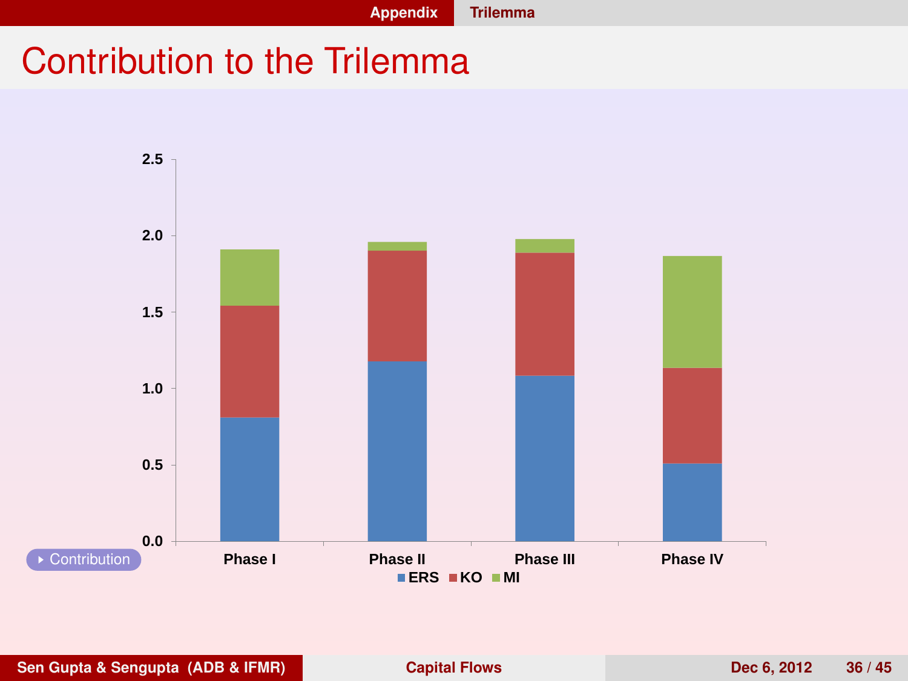# Contribution to the Trilemma

Contribution

| | Phase I | Phase II | Phase III | Phase IV |
|---|---|---|---|---|
| ERS | 0.81 | 1.17 | 1.08 | 0.51 |
| KO | 0.73 | 0.73 | 0.80 | 0.62 |
| MI | 0.37 | 0.06 | 0.09 | 0.73 |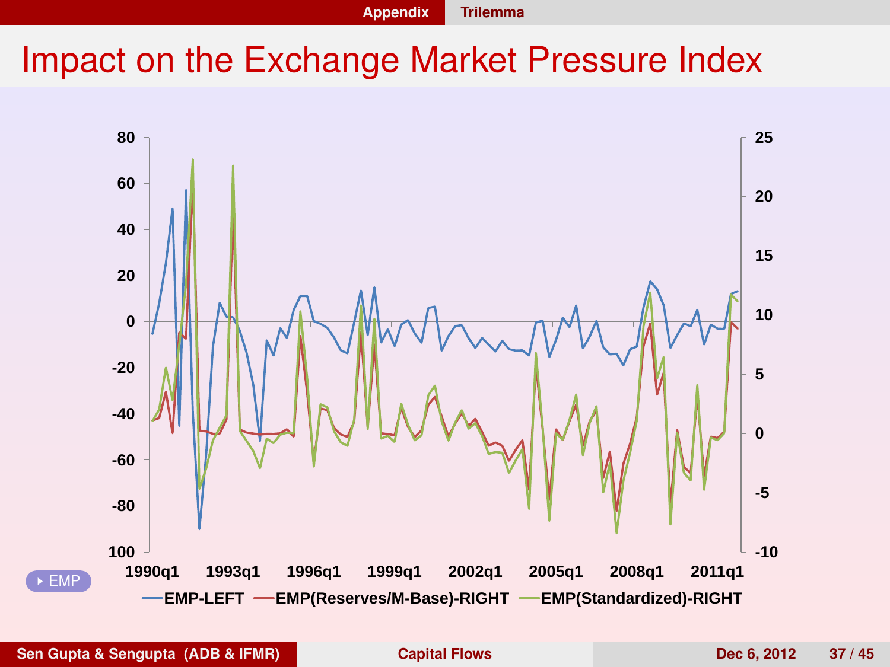# Impact on the Exchange Market Pressure Index

EMP

80, 60, 40, 20, 0, -20, -40, -60, -80, 100

25, 20, 15, 10, 5, 0, -5, -10

1990q1, 1993q1, 1996q1, 1999q1, 2002q1, 2005q1, 2008q1, 2011q1

EMP-LEFT — EMP(Reserves/M-Base)-RIGHT — EMP(Standardized)-RIGHT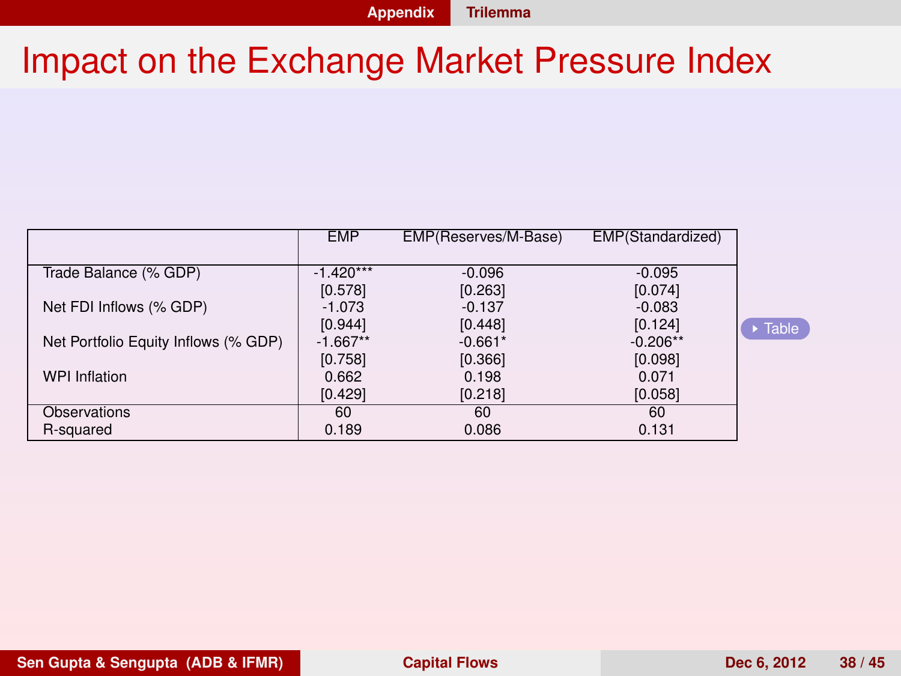# Impact on the Exchange Market Pressure Index

| | EMP | EMP(Reserves/M-Base) | EMP(Standardized) |
|---|---|---|---|
| Trade Balance (% GDP) | -1.420*** | -0.096 | -0.095 |
| | [0.578] | [0.263] | [0.074] |
| Net FDI Inflows (% GDP) | -1.073 | -0.137 | -0.083 |
| | [0.944] | [0.448] | [0.124] |
| Net Portfolio Equity Inflows (% GDP) | -1.667** | -0.661* | -0.206** |
| | [0.758] | [0.366] | [0.098] |
| WPI Inflation | 0.662 | 0.198 | 0.071 |
| | [0.429] | [0.218] | [0.058] |
| Observations | 60 | 60 | 60 |
| R-squared | 0.189 | 0.086 | 0.131 |

Table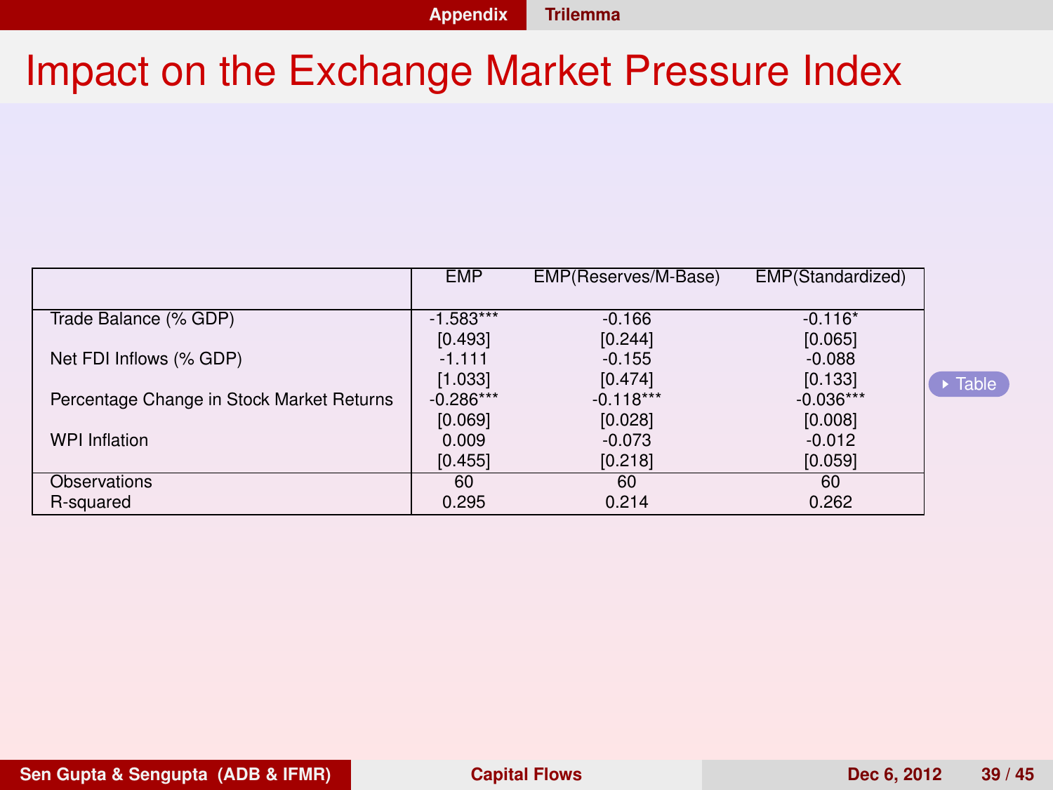# Impact on the Exchange Market Pressure Index

| | EMP | EMP(Reserves/M-Base) | EMP(Standardized) |
|---|---|---|---|
| Trade Balance (% GDP) | -1.583*** | -0.166 | -0.116* |
| | [0.493] | [0.244] | [0.065] |
| Net FDI Inflows (% GDP) | -1.111 | -0.155 | -0.088 |
| | [1.033] | [0.474] | [0.133] |
| Percentage Change in Stock Market Returns | -0.286*** | -0.118*** | -0.036*** |
| | [0.069] | [0.028] | [0.008] |
| WPI Inflation | 0.009 | -0.073 | -0.012 |
| | [0.455] | [0.218] | [0.059] |
| Observations | 60 | 60 | 60 |
| R-squared | 0.295 | 0.214 | 0.262 |

Table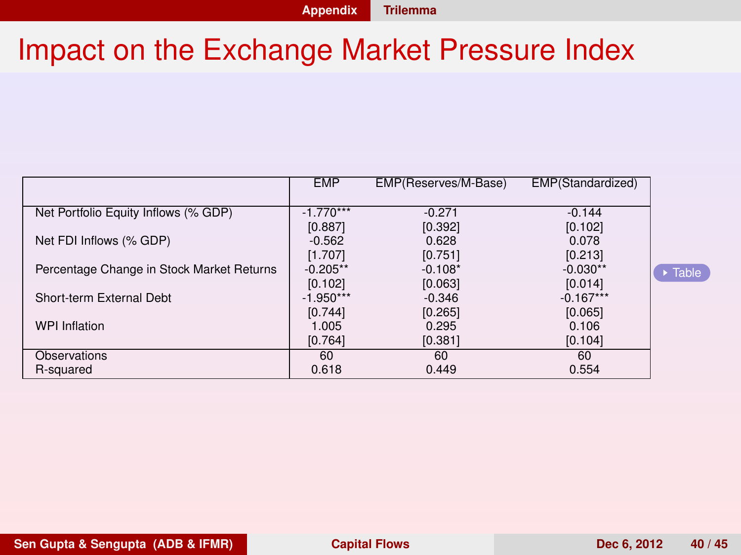# Impact on the Exchange Market Pressure Index

| | EMP | EMP(Reserves/M-Base) | EMP(Standardized) |
|---|---|---|---|
| Net Portfolio Equity Inflows (% GDP) | -1.770*** | -0.271 | -0.144 |
| | [0.887] | [0.392] | [0.102] |
| Net FDI Inflows (% GDP) | -0.562 | 0.628 | 0.078 |
| | [1.707] | [0.751] | [0.213] |
| Percentage Change in Stock Market Returns | -0.205** | -0.108* | -0.030** |
| | [0.102] | [0.063] | [0.014] |
| Short-term External Debt | -1.950*** | -0.346 | -0.167*** |
| | [0.744] | [0.265] | [0.065] |
| WPI Inflation | 1.005 | 0.295 | 0.106 |
| | [0.764] | [0.381] | [0.104] |
| Observations | 60 | 60 | 60 |
| R-squared | 0.618 | 0.449 | 0.554 |

Table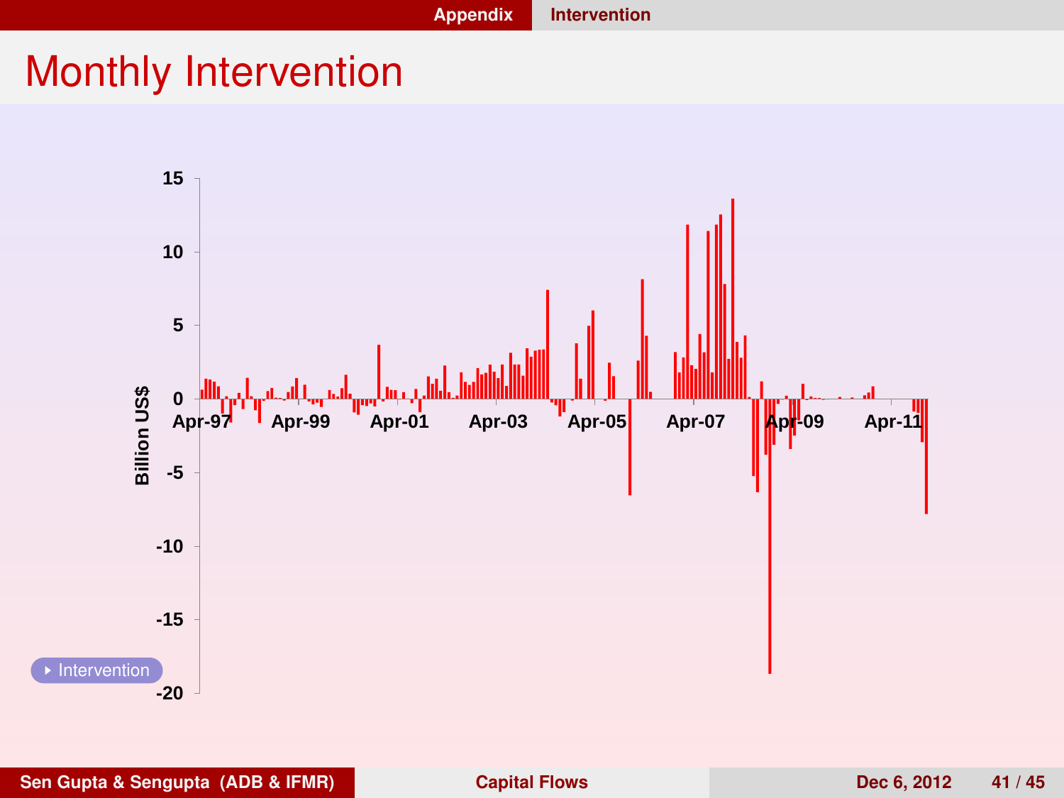# Monthly Intervention

Billion US$

15, 10, 5, 0, -5, -10, -15, -20

Apr-97, Apr-99, Apr-01, Apr-03, Apr-05, Apr-07, Apr-09, Apr-11

Intervention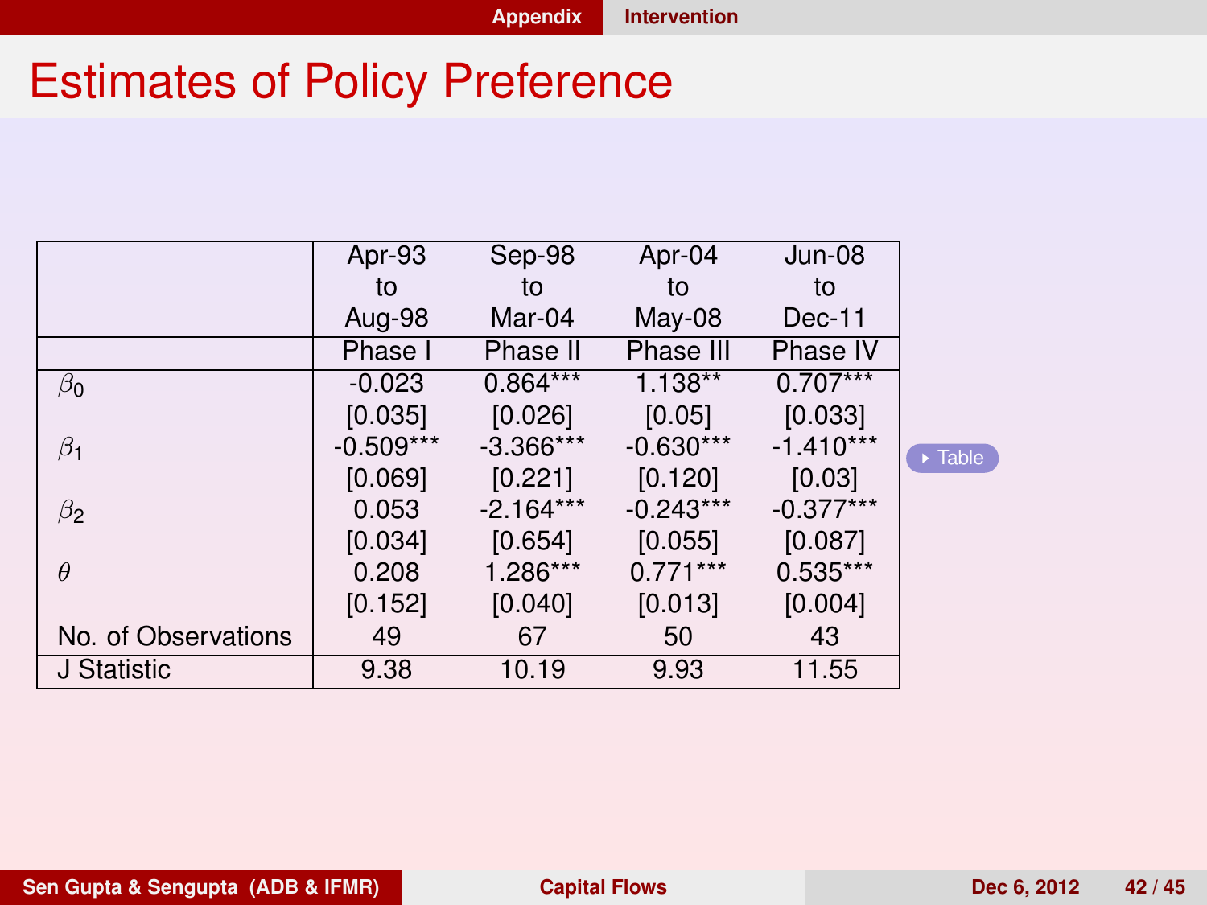# Estimates of Policy Preference

| | Apr-93 to Aug-98 | Sep-98 to Mar-04 | Apr-04 to May-08 | Jun-08 to Dec-11 |
|---|---|---|---|---|
| | Phase I | Phase II | Phase III | Phase IV |
| $\beta_0$ | -0.023 | 0.864*** | 1.138** | 0.707*** |
| | [0.035] | [0.026] | [0.05] | [0.033] |
| $\beta_1$ | -0.509*** | -3.366*** | -0.630*** | -1.410*** |
| | [0.069] | [0.221] | [0.120] | [0.03] |
| $\beta_2$ | 0.053 | -2.164*** | -0.243*** | -0.377*** |
| | [0.034] | [0.654] | [0.055] | [0.087] |
| $\theta$ | 0.208 | 1.286*** | 0.771*** | 0.535*** |
| | [0.152] | [0.040] | [0.013] | [0.004] |
| No. of Observations | 49 | 67 | 50 | 43 |
| J Statistic | 9.38 | 10.19 | 9.93 | 11.55 |

Table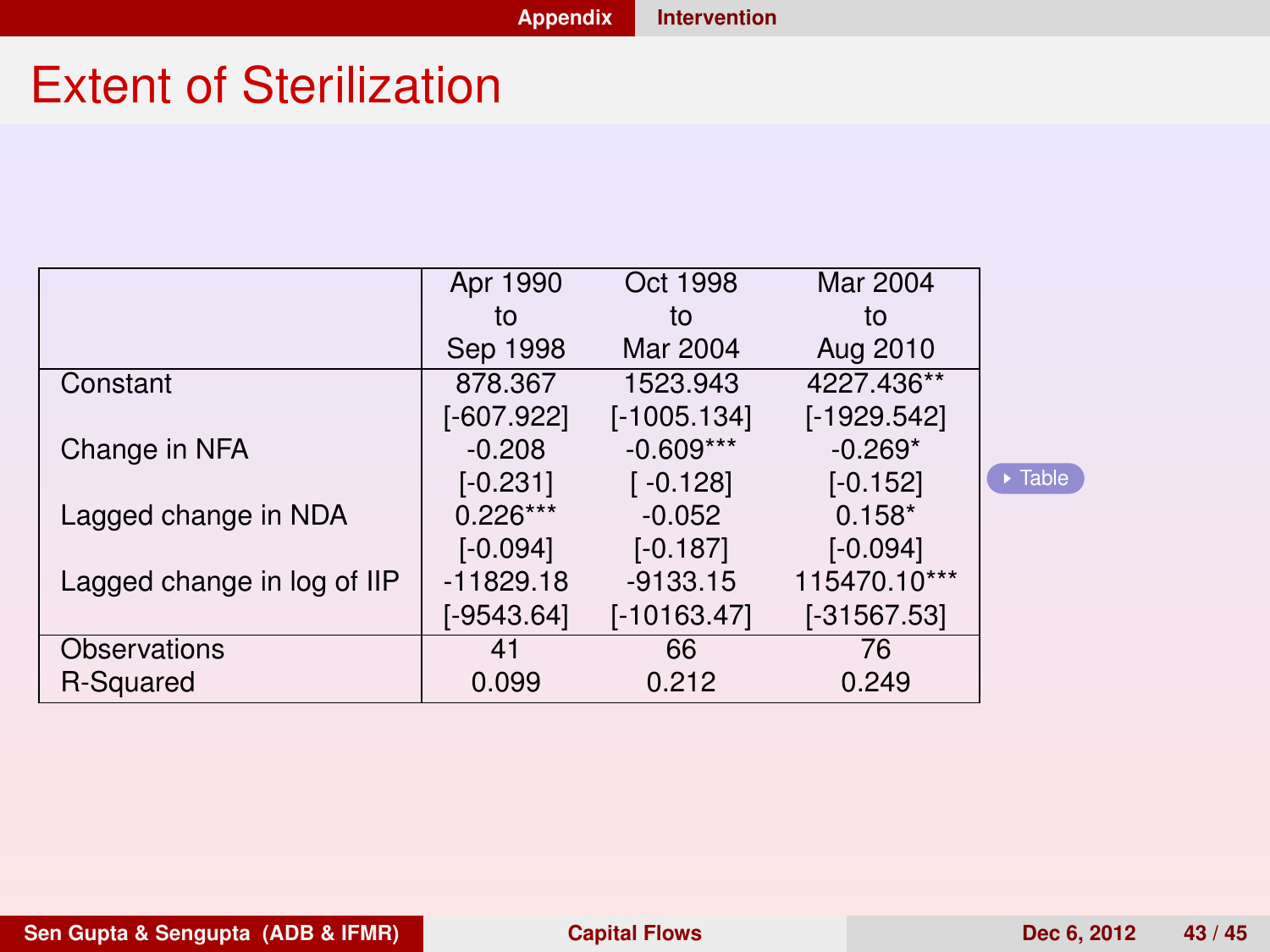# Extent of Sterilization

| | Apr 1990 to Sep 1998 | Oct 1998 to Mar 2004 | Mar 2004 to Aug 2010 |
|---|---|---|---|
| Constant | 878.367 | 1523.943 | 4227.436** |
| | [-607.922] | [-1005.134] | [-1929.542] |
| Change in NFA | -0.208 | -0.609*** | -0.269* |
| | [-0.231] | [ -0.128] | [-0.152] |
| Lagged change in NDA | 0.226*** | -0.052 | 0.158* |
| | [-0.094] | [-0.187] | [-0.094] |
| Lagged change in log of IIP | -11829.18 | -9133.15 | 115470.10*** |
| | [-9543.64] | [-10163.47] | [-31567.53] |
| Observations | 41 | 66 | 76 |
| R-Squared | 0.099 | 0.212 | 0.249 |

Table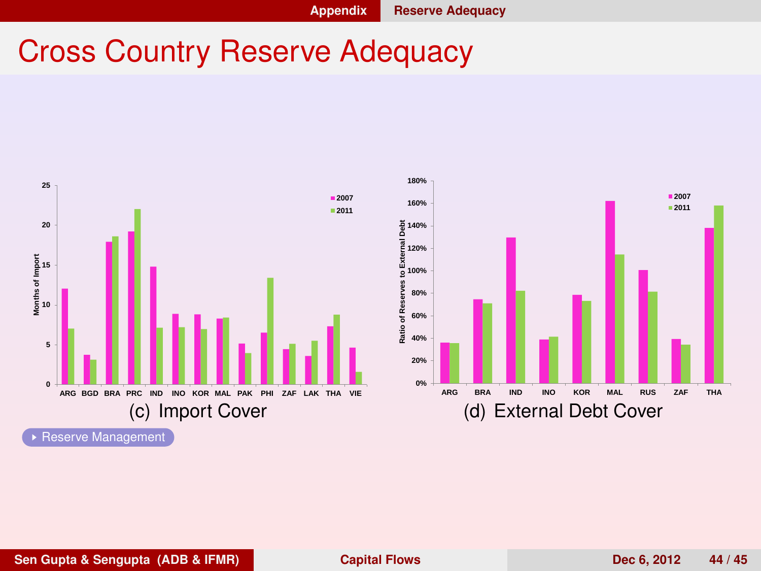# Cross Country Reserve Adequacy

(c) Import Cover

(d) External Debt Cover

Reserve Management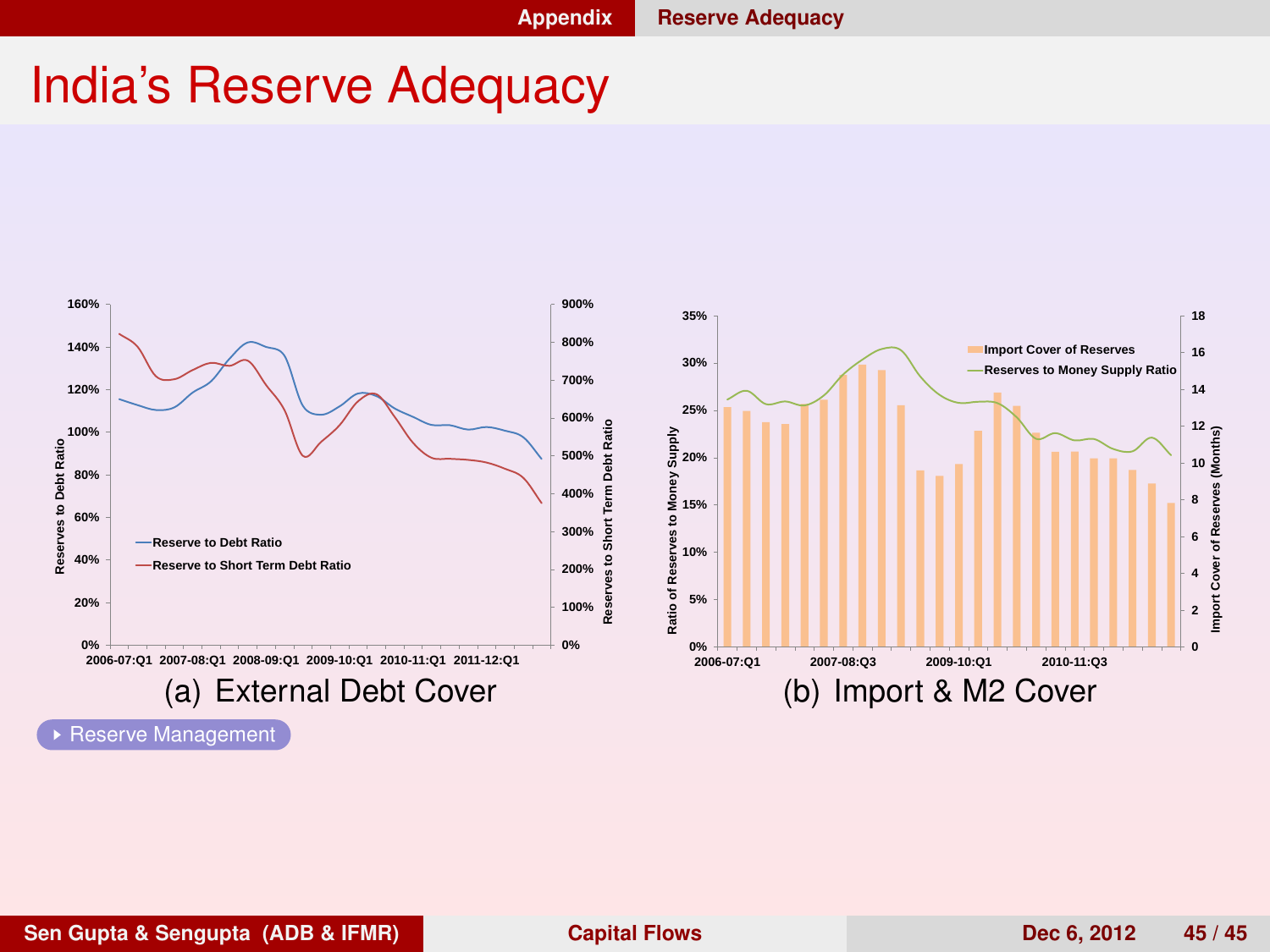# India's Reserve Adequacy

160%
140%
120%
100%
80%
60%
40%
20%
0%

Reserves to Debt Ratio

900%
800%
700%
600%
500%
400%
300%
200%
100%
0%

Reserves to Short Term Debt Ratio

Reserve to Debt Ratio
Reserve to Short Term Debt Ratio

2006-07:Q1 2007-08:Q1 2008-09:Q1 2009-10:Q1 2010-11:Q1 2011-12:Q1

(a) External Debt Cover

35%
30%
25%
20%
15%
10%
5%
0%

Ratio of Reserves to Money Supply

18
16
14
12
10
8
6
4
2
0

Import Cover of Reserves (Months)

Import Cover of Reserves
Reserves to Money Supply Ratio

2006-07:Q1 2007-08:Q3 2009-10:Q1 2010-11:Q3

(b) Import & M2 Cover

Reserve Management